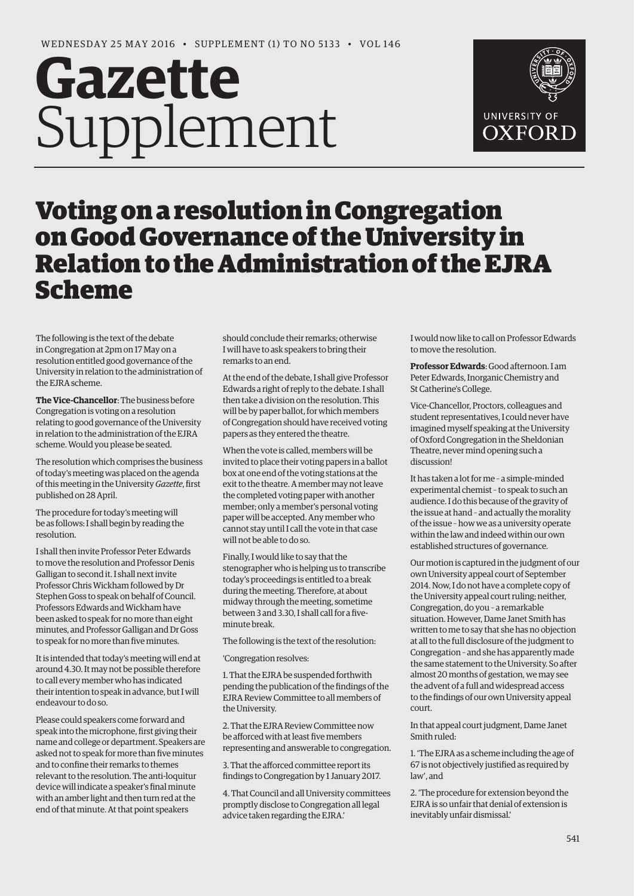WEDNESDAY 25 MAY 2016 • SUPPLEMENT (1) TO NO 5133 • VOL 146

# Gazette Supplement

UNIVERSITY OF OXFORD

# Voting on a resolution in Congregation on Good Governance of the University in Relation to the Administration of the EJRA Scheme

The following is the text of the debate in Congregation at 2pm on 17 May on a resolution entitled good governance of the University in relation to the administration of the EJRA scheme.

**The Vice-Chancellor**: The business before Congregation is voting on a resolution relating to good governance of the University in relation to the administration of the EJRA scheme. Would you please be seated.

The resolution which comprises the business of today's meeting was placed on the agenda of this meeting in the University *Gazette*, first published on 28 April.

The procedure for today's meeting will be as follows: I shall begin by reading the resolution.

I shall then invite Professor Peter Edwards to move the resolution and Professor Denis Galligan to second it. I shall next invite Professor Chris Wickham followed by Dr Stephen Goss to speak on behalf of Council. Professors Edwards and Wickham have been asked to speak for no more than eight minutes, and Professor Galligan and Dr Goss to speak for no more than five minutes.

It is intended that today's meeting will end at around 4.30. It may not be possible therefore to call every member who has indicated their intention to speak in advance, but I will endeavour to do so.

Please could speakers come forward and speak into the microphone, first giving their name and college or department. Speakers are asked not to speak for more than five minutes and to confine their remarks to themes relevant to the resolution. The anti-loquitur device will indicate a speaker's final minute with an amber light and then turn red at the end of that minute. At that point speakers should conclude their remarks; otherwise I will have to ask speakers to bring their remarks to an end.

At the end of the debate, I shall give Professor Edwards a right of reply to the debate. I shall then take a division on the resolution. This will be by paper ballot, for which members of Congregation should have received voting papers as they entered the theatre.

When the vote is called, members will be invited to place their voting papers in a ballot box at one end of the voting stations at the exit to the theatre. A member may not leave the completed voting paper with another member; only a member's personal voting paper will be accepted. Any member who cannot stay until I call the vote in that case will not be able to do so.

Finally, I would like to say that the stenographer who is helping us to transcribe today's proceedings is entitled to a break during the meeting. Therefore, at about midway through the meeting, sometime between 3 and 3.30, I shall call for a five-minute break.

The following is the text of the resolution:

'Congregation resolves:

1. That the EJRA be suspended forthwith pending the publication of the findings of the EJRA Review Committee to all members of the University.

2. That the EJRA Review Committee now be afforced with at least five members representing and answerable to congregation.

3. That the afforced committee report its findings to Congregation by 1 January 2017.

4. That Council and all University committees promptly disclose to Congregation all legal advice taken regarding the EJRA.'

I would now like to call on Professor Edwards to move the resolution.

**Professor Edwards**: Good afternoon. I am Peter Edwards, Inorganic Chemistry and St Catherine's College.

Vice-Chancellor, Proctors, colleagues and student representatives, I could never have imagined myself speaking at the University of Oxford Congregation in the Sheldonian Theatre, never mind opening such a discussion!

It has taken a lot for me – a simple-minded experimental chemist – to speak to such an audience. I do this because of the gravity of the issue at hand – and actually the morality of the issue – how we as a university operate within the law and indeed within our own established structures of governance.

Our motion is captured in the judgment of our own University appeal court of September 2014. Now, I do not have a complete copy of the University appeal court ruling; neither, Congregation, do you – a remarkable situation. However, Dame Janet Smith has written to me to say that she has no objection at all to the full disclosure of the judgment to Congregation – and she has apparently made the same statement to the University. So after almost 20 months of gestation, we may see the advent of a full and widespread access to the findings of our own University appeal court.

In that appeal court judgment, Dame Janet Smith ruled:

1. 'The EJRA as a scheme including the age of 67 is not objectively justified as required by law', and

2. 'The procedure for extension beyond the EJRA is so unfair that denial of extension is inevitably unfair dismissal.'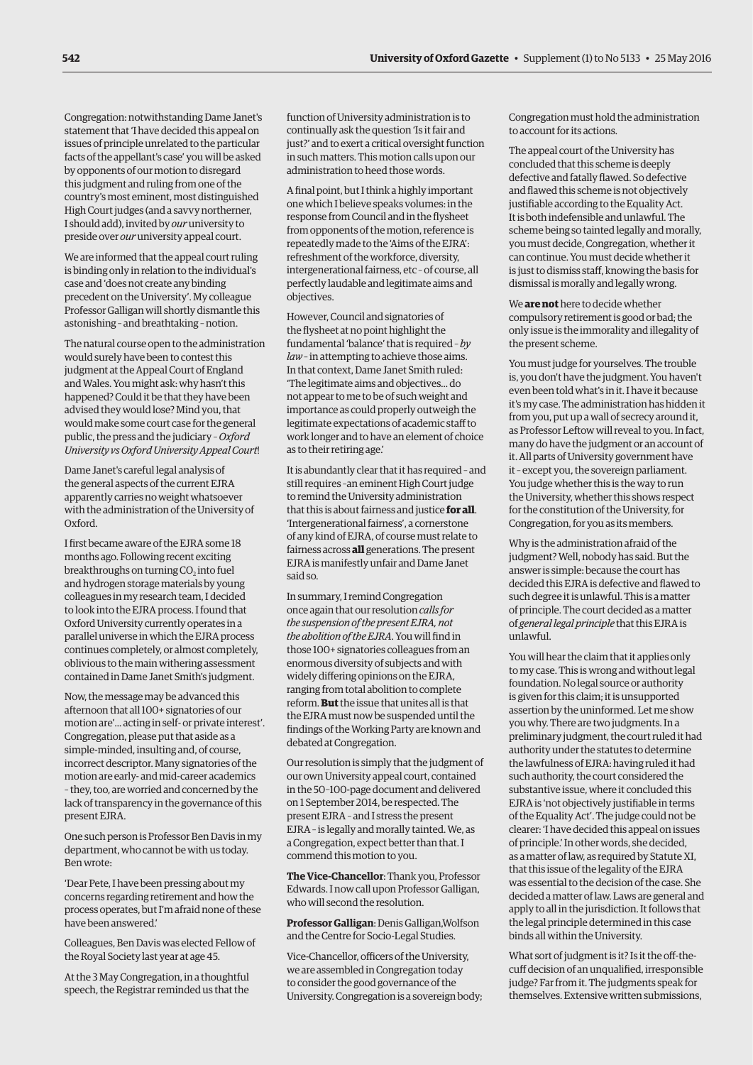Congregation: notwithstanding Dame Janet's statement that 'I have decided this appeal on issues of principle unrelated to the particular facts of the appellant's case' you will be asked by opponents of our motion to disregard this judgment and ruling from one of the country's most eminent, most distinguished High Court judges (and a savvy northerner, I should add), invited by *our* university to preside over *our* university appeal court.

We are informed that the appeal court ruling is binding only in relation to the individual's case and 'does not create any binding precedent on the University'. My colleague Professor Galligan will shortly dismantle this astonishing – and breathtaking – notion.

The natural course open to the administration would surely have been to contest this judgment at the Appeal Court of England and Wales. You might ask: why hasn't this happened? Could it be that they have been advised they would lose? Mind you, that would make some court case for the general public, the press and the judiciary – *Oxford University vs Oxford University Appeal Court*!

Dame Janet's careful legal analysis of the general aspects of the current EJRA apparently carries no weight whatsoever with the administration of the University of Oxford.

I first became aware of the EJRA some 18 months ago. Following recent exciting breakthroughs on turning $CO_2$ into fuel and hydrogen storage materials by young colleagues in my research team, I decided to look into the EJRA process. I found that Oxford University currently operates in a parallel universe in which the EJRA process continues completely, or almost completely, oblivious to the main withering assessment contained in Dame Janet Smith's judgment.

Now, the message may be advanced this afternoon that all 100+ signatories of our motion are '… acting in self- or private interest'. Congregation, please put that aside as a simple-minded, insulting and, of course, incorrect descriptor. Many signatories of the motion are early- and mid-career academics – they, too, are worried and concerned by the lack of transparency in the governance of this present EJRA.

One such person is Professor Ben Davis in my department, who cannot be with us today. Ben wrote:

'Dear Pete, I have been pressing about my concerns regarding retirement and how the process operates, but I'm afraid none of these have been answered.'

Colleagues, Ben Davis was elected Fellow of the Royal Society last year at age 45.

At the 3 May Congregation, in a thoughtful speech, the Registrar reminded us that the function of University administration is to continually ask the question 'Is it fair and just?' and to exert a critical oversight function in such matters. This motion calls upon our administration to heed those words.

A final point, but I think a highly important one which I believe speaks volumes: in the response from Council and in the flysheet from opponents of the motion, reference is repeatedly made to the 'Aims of the EJRA': refreshment of the workforce, diversity, intergenerational fairness, etc – of course, all perfectly laudable and legitimate aims and objectives.

However, Council and signatories of the flysheet at no point highlight the fundamental 'balance' that is required – *by law* – in attempting to achieve those aims. In that context, Dame Janet Smith ruled: 'The legitimate aims and objectives… do not appear to me to be of such weight and importance as could properly outweigh the legitimate expectations of academic staff to work longer and to have an element of choice as to their retiring age.'

It is abundantly clear that it has required – and still requires – an eminent High Court judge to remind the University administration that this is about fairness and justice **for all**. 'Intergenerational fairness', a cornerstone of any kind of EJRA, of course must relate to fairness across **all** generations. The present EJRA is manifestly unfair and Dame Janet said so.

In summary, I remind Congregation once again that our resolution *calls for the suspension of the present EJRA, not the abolition of the EJRA*. You will find in those 100+ signatories colleagues from an enormous diversity of subjects and with widely differing opinions on the EJRA, ranging from total abolition to complete reform. **But** the issue that unites all is that the EJRA must now be suspended until the findings of the Working Party are known and debated at Congregation.

Our resolution is simply that the judgment of our own University appeal court, contained in the 50–100-page document and delivered on 1 September 2014, be respected. The present EJRA – and I stress the present EJRA – is legally and morally tainted. We, as a Congregation, expect better than that. I commend this motion to you.

**The Vice-Chancellor**: Thank you, Professor Edwards. I now call upon Professor Galligan, who will second the resolution.

**Professor Galligan**: Denis Galligan,Wolfson and the Centre for Socio-Legal Studies.

Vice-Chancellor, officers of the University, we are assembled in Congregation today to consider the good governance of the University. Congregation is a sovereign body; Congregation must hold the administration to account for its actions.

The appeal court of the University has concluded that this scheme is deeply defective and fatally flawed. So defective and flawed this scheme is not objectively justifiable according to the Equality Act. It is both indefensible and unlawful. The scheme being so tainted legally and morally, you must decide, Congregation, whether it can continue. You must decide whether it is just to dismiss staff, knowing the basis for dismissal is morally and legally wrong.

We **are not** here to decide whether compulsory retirement is good or bad; the only issue is the immorality and illegality of the present scheme.

You must judge for yourselves. The trouble is, you don't have the judgment. You haven't even been told what's in it. I have it because it's my case. The administration has hidden it from you, put up a wall of secrecy around it, as Professor Leftow will reveal to you. In fact, many do have the judgment or an account of it. All parts of University government have it – except you, the sovereign parliament. You judge whether this is the way to run the University, whether this shows respect for the constitution of the University, for Congregation, for you as its members.

Why is the administration afraid of the judgment? Well, nobody has said. But the answer is simple: because the court has decided this EJRA is defective and flawed to such degree it is unlawful. This is a matter of principle. The court decided as a matter of *general legal principle* that this EJRA is unlawful.

You will hear the claim that it applies only to my case. This is wrong and without legal foundation. No legal source or authority is given for this claim; it is unsupported assertion by the uninformed. Let me show you why. There are two judgments. In a preliminary judgment, the court ruled it had authority under the statutes to determine the lawfulness of EJRA: having ruled it had such authority, the court considered the substantive issue, where it concluded this EJRA is 'not objectively justifiable in terms of the Equality Act'. The judge could not be clearer: 'I have decided this appeal on issues of principle.' In other words, she decided, as a matter of law, as required by Statute XI, that this issue of the legality of the EJRA was essential to the decision of the case. She decided a matter of law. Laws are general and apply to all in the jurisdiction. It follows that the legal principle determined in this case binds all within the University.

What sort of judgment is it? Is it the off-the-cuff decision of an unqualified, irresponsible judge? Far from it. The judgments speak for themselves. Extensive written submissions,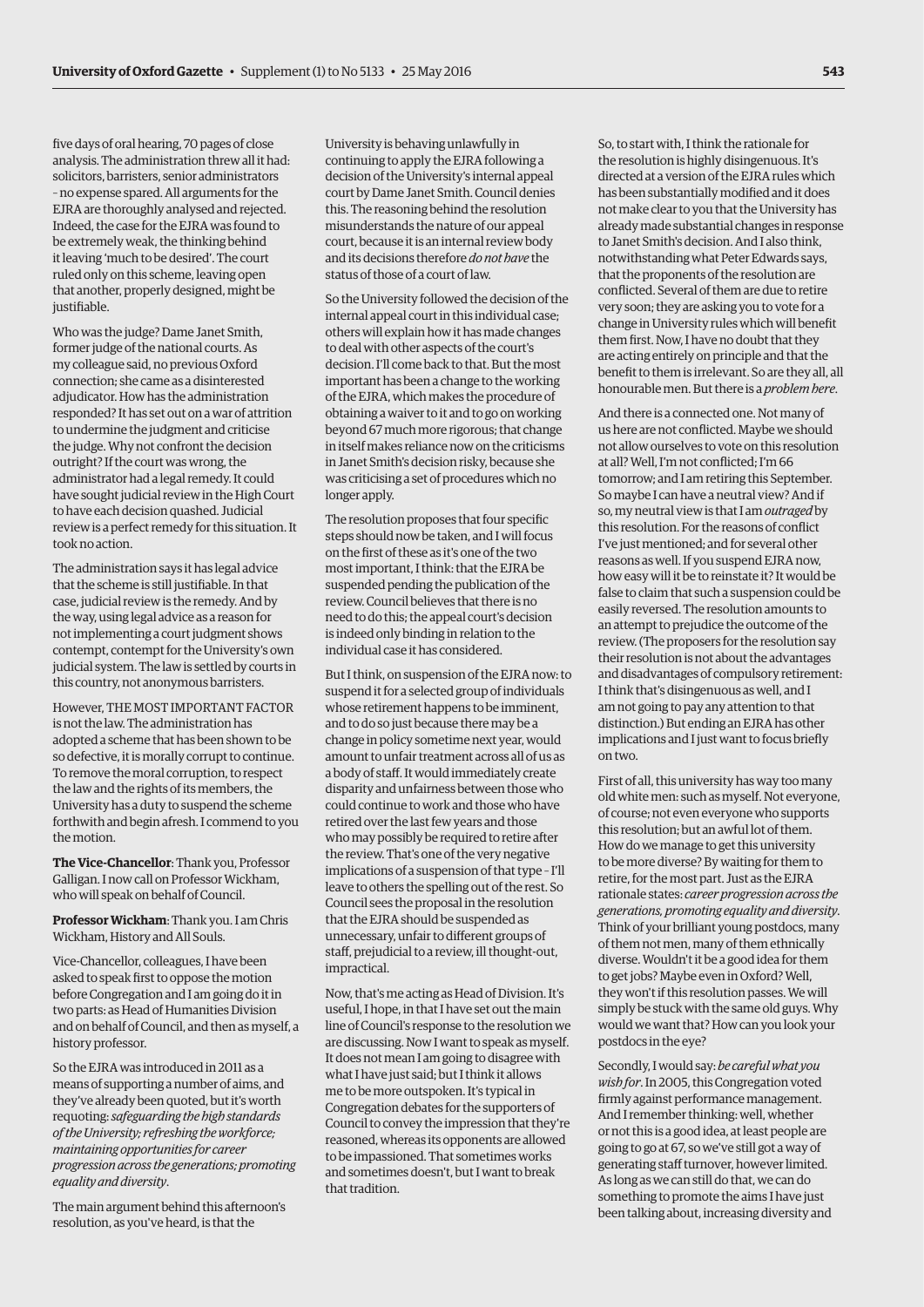five days of oral hearing, 70 pages of close analysis. The administration threw all it had: solicitors, barristers, senior administrators – no expense spared. All arguments for the EJRA are thoroughly analysed and rejected. Indeed, the case for the EJRA was found to be extremely weak, the thinking behind it leaving 'much to be desired'. The court ruled only on this scheme, leaving open that another, properly designed, might be justifiable.

Who was the judge? Dame Janet Smith, former judge of the national courts. As my colleague said, no previous Oxford connection; she came as a disinterested adjudicator. How has the administration responded? It has set out on a war of attrition to undermine the judgment and criticise the judge. Why not confront the decision outright? If the court was wrong, the administrator had a legal remedy. It could have sought judicial review in the High Court to have each decision quashed. Judicial review is a perfect remedy for this situation. It took no action.

The administration says it has legal advice that the scheme is still justifiable. In that case, judicial review is the remedy. And by the way, using legal advice as a reason for not implementing a court judgment shows contempt, contempt for the University's own judicial system. The law is settled by courts in this country, not anonymous barristers.

However, THE MOST IMPORTANT FACTOR is not the law. The administration has adopted a scheme that has been shown to be so defective, it is morally corrupt to continue. To remove the moral corruption, to respect the law and the rights of its members, the University has a duty to suspend the scheme forthwith and begin afresh. I commend to you the motion.

**The Vice-Chancellor**: Thank you, Professor Galligan. I now call on Professor Wickham, who will speak on behalf of Council.

**Professor Wickham**: Thank you. I am Chris Wickham, History and All Souls.

Vice-Chancellor, colleagues, I have been asked to speak first to oppose the motion before Congregation and I am going do it in two parts: as Head of Humanities Division and on behalf of Council, and then as myself, a history professor.

So the EJRA was introduced in 2011 as a means of supporting a number of aims, and they've already been quoted, but it's worth requoting: *safeguarding the high standards of the University; refreshing the workforce; maintaining opportunities for career progression across the generations; promoting equality and diversity*.

The main argument behind this afternoon's resolution, as you've heard, is that the University is behaving unlawfully in continuing to apply the EJRA following a decision of the University's internal appeal court by Dame Janet Smith. Council denies this. The reasoning behind the resolution misunderstands the nature of our appeal court, because it is an internal review body and its decisions therefore *do not have* the status of those of a court of law.

So the University followed the decision of the internal appeal court in this individual case; others will explain how it has made changes to deal with other aspects of the court's decision. I'll come back to that. But the most important has been a change to the working of the EJRA, which makes the procedure of obtaining a waiver to it and to go on working beyond 67 much more rigorous; that change in itself makes reliance now on the criticisms in Janet Smith's decision risky, because she was criticising a set of procedures which no longer apply.

The resolution proposes that four specific steps should now be taken, and I will focus on the first of these as it's one of the two most important, I think: that the EJRA be suspended pending the publication of the review. Council believes that there is no need to do this; the appeal court's decision is indeed only binding in relation to the individual case it has considered.

But I think, on suspension of the EJRA now: to suspend it for a selected group of individuals whose retirement happens to be imminent, and to do so just because there may be a change in policy sometime next year, would amount to unfair treatment across all of us as a body of staff. It would immediately create disparity and unfairness between those who could continue to work and those who have retired over the last few years and those who may possibly be required to retire after the review. That's one of the very negative implications of a suspension of that type – I'll leave to others the spelling out of the rest. So Council sees the proposal in the resolution that the EJRA should be suspended as unnecessary, unfair to different groups of staff, prejudicial to a review, ill thought-out, impractical.

Now, that's me acting as Head of Division. It's useful, I hope, in that I have set out the main line of Council's response to the resolution we are discussing. Now I want to speak as myself. It does not mean I am going to disagree with what I have just said; but I think it allows me to be more outspoken. It's typical in Congregation debates for the supporters of Council to convey the impression that they're reasoned, whereas its opponents are allowed to be impassioned. That sometimes works and sometimes doesn't, but I want to break that tradition.

So, to start with, I think the rationale for the resolution is highly disingenuous. It's directed at a version of the EJRA rules which has been substantially modified and it does not make clear to you that the University has already made substantial changes in response to Janet Smith's decision. And I also think, notwithstanding what Peter Edwards says, that the proponents of the resolution are conflicted. Several of them are due to retire very soon; they are asking you to vote for a change in University rules which will benefit them first. Now, I have no doubt that they are acting entirely on principle and that the benefit to them is irrelevant. So are they all, all honourable men. But there is a *problem here*.

And there is a connected one. Not many of us here are not conflicted. Maybe we should not allow ourselves to vote on this resolution at all? Well, I'm not conflicted; I'm 66 tomorrow; and I am retiring this September. So maybe I can have a neutral view? And if so, my neutral view is that I am *outraged* by this resolution. For the reasons of conflict I've just mentioned; and for several other reasons as well. If you suspend EJRA now, how easy will it be to reinstate it? It would be false to claim that such a suspension could be easily reversed. The resolution amounts to an attempt to prejudice the outcome of the review. (The proposers for the resolution say their resolution is not about the advantages and disadvantages of compulsory retirement: I think that's disingenuous as well, and I am not going to pay any attention to that distinction.) But ending an EJRA has other implications and I just want to focus briefly on two.

First of all, this university has way too many old white men: such as myself. Not everyone, of course; not even everyone who supports this resolution; but an awful lot of them. How do we manage to get this university to be more diverse? By waiting for them to retire, for the most part. Just as the EJRA rationale states: *career progression across the generations, promoting equality and diversity*. Think of your brilliant young postdocs, many of them not men, many of them ethnically diverse. Wouldn't it be a good idea for them to get jobs? Maybe even in Oxford? Well, they won't if this resolution passes. We will simply be stuck with the same old guys. Why would we want that? How can you look your postdocs in the eye?

Secondly, I would say: *be careful what you wish for*. In 2005, this Congregation voted firmly against performance management. And I remember thinking: well, whether or not this is a good idea, at least people are going to go at 67, so we've still got a way of generating staff turnover, however limited. As long as we can still do that, we can do something to promote the aims I have just been talking about, increasing diversity and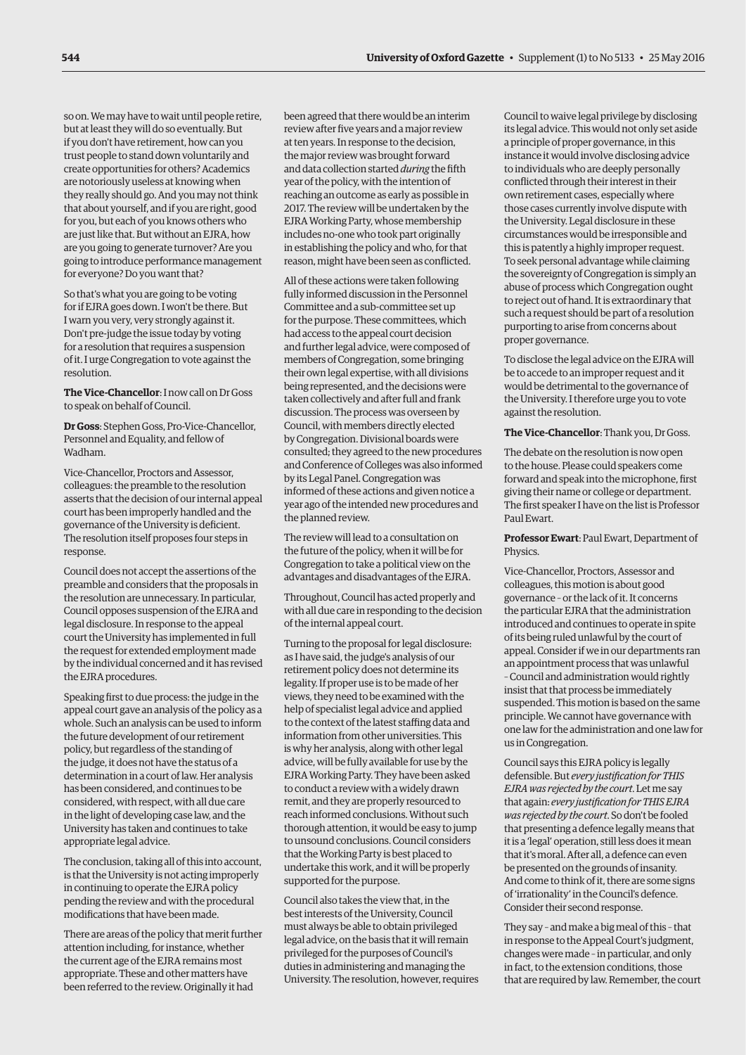so on. We may have to wait until people retire, but at least they will do so eventually. But if you don't have retirement, how can you trust people to stand down voluntarily and create opportunities for others? Academics are notoriously useless at knowing when they really should go. And you may not think that about yourself, and if you are right, good for you, but each of you knows others who are just like that. But without an EJRA, how are you going to generate turnover? Are you going to introduce performance management for everyone? Do you want that?

So that's what you are going to be voting for if EJRA goes down. I won't be there. But I warn you very, very strongly against it. Don't pre-judge the issue today by voting for a resolution that requires a suspension of it. I urge Congregation to vote against the resolution.

**The Vice-Chancellor**: I now call on Dr Goss to speak on behalf of Council.

**Dr Goss**: Stephen Goss, Pro-Vice-Chancellor, Personnel and Equality, and fellow of Wadham.

Vice-Chancellor, Proctors and Assessor, colleagues: the preamble to the resolution asserts that the decision of our internal appeal court has been improperly handled and the governance of the University is deficient. The resolution itself proposes four steps in response.

Council does not accept the assertions of the preamble and considers that the proposals in the resolution are unnecessary. In particular, Council opposes suspension of the EJRA and legal disclosure. In response to the appeal court the University has implemented in full the request for extended employment made by the individual concerned and it has revised the EJRA procedures.

Speaking first to due process: the judge in the appeal court gave an analysis of the policy as a whole. Such an analysis can be used to inform the future development of our retirement policy, but regardless of the standing of the judge, it does not have the status of a determination in a court of law. Her analysis has been considered, and continues to be considered, with respect, with all due care in the light of developing case law, and the University has taken and continues to take appropriate legal advice.

The conclusion, taking all of this into account, is that the University is not acting improperly in continuing to operate the EJRA policy pending the review and with the procedural modifications that have been made.

There are areas of the policy that merit further attention including, for instance, whether the current age of the EJRA remains most appropriate. These and other matters have been referred to the review. Originally it had been agreed that there would be an interim review after five years and a major review at ten years. In response to the decision, the major review was brought forward and data collection started *during* the fifth year of the policy, with the intention of reaching an outcome as early as possible in 2017. The review will be undertaken by the EJRA Working Party, whose membership includes no-one who took part originally in establishing the policy and who, for that reason, might have been seen as conflicted.

All of these actions were taken following fully informed discussion in the Personnel Committee and a sub-committee set up for the purpose. These committees, which had access to the appeal court decision and further legal advice, were composed of members of Congregation, some bringing their own legal expertise, with all divisions being represented, and the decisions were taken collectively and after full and frank discussion. The process was overseen by Council, with members directly elected by Congregation. Divisional boards were consulted; they agreed to the new procedures and Conference of Colleges was also informed by its Legal Panel. Congregation was informed of these actions and given notice a year ago of the intended new procedures and the planned review.

The review will lead to a consultation on the future of the policy, when it will be for Congregation to take a political view on the advantages and disadvantages of the EJRA.

Throughout, Council has acted properly and with all due care in responding to the decision of the internal appeal court.

Turning to the proposal for legal disclosure: as I have said, the judge's analysis of our retirement policy does not determine its legality. If proper use is to be made of her views, they need to be examined with the help of specialist legal advice and applied to the context of the latest staffing data and information from other universities. This is why her analysis, along with other legal advice, will be fully available for use by the EJRA Working Party. They have been asked to conduct a review with a widely drawn remit, and they are properly resourced to reach informed conclusions. Without such thorough attention, it would be easy to jump to unsound conclusions. Council considers that the Working Party is best placed to undertake this work, and it will be properly supported for the purpose.

Council also takes the view that, in the best interests of the University, Council must always be able to obtain privileged legal advice, on the basis that it will remain privileged for the purposes of Council's duties in administering and managing the University. The resolution, however, requires Council to waive legal privilege by disclosing its legal advice. This would not only set aside a principle of proper governance, in this instance it would involve disclosing advice to individuals who are deeply personally conflicted through their interest in their own retirement cases, especially where those cases currently involve dispute with the University. Legal disclosure in these circumstances would be irresponsible and this is patently a highly improper request. To seek personal advantage while claiming the sovereignty of Congregation is simply an abuse of process which Congregation ought to reject out of hand. It is extraordinary that such a request should be part of a resolution purporting to arise from concerns about proper governance.

To disclose the legal advice on the EJRA will be to accede to an improper request and it would be detrimental to the governance of the University. I therefore urge you to vote against the resolution.

**The Vice-Chancellor**: Thank you, Dr Goss.

The debate on the resolution is now open to the house. Please could speakers come forward and speak into the microphone, first giving their name or college or department. The first speaker I have on the list is Professor Paul Ewart.

**Professor Ewart**: Paul Ewart, Department of Physics.

Vice-Chancellor, Proctors, Assessor and colleagues, this motion is about good governance – or the lack of it. It concerns the particular EJRA that the administration introduced and continues to operate in spite of its being ruled unlawful by the court of appeal. Consider if we in our departments ran an appointment process that was unlawful – Council and administration would rightly insist that that process be immediately suspended. This motion is based on the same principle. We cannot have governance with one law for the administration and one law for us in Congregation.

Council says this EJRA policy is legally defensible. But *every justification for THIS EJRA was rejected by the court*. Let me say that again: *every justification for THIS EJRA was rejected by the court*. So don't be fooled that presenting a defence legally means that it is a 'legal' operation, still less does it mean that it's moral. After all, a defence can even be presented on the grounds of insanity. And come to think of it, there are some signs of 'irrationality' in the Council's defence. Consider their second response.

They say – and make a big meal of this – that in response to the Appeal Court's judgment, changes were made – in particular, and only in fact, to the extension conditions, those that are required by law. Remember, the court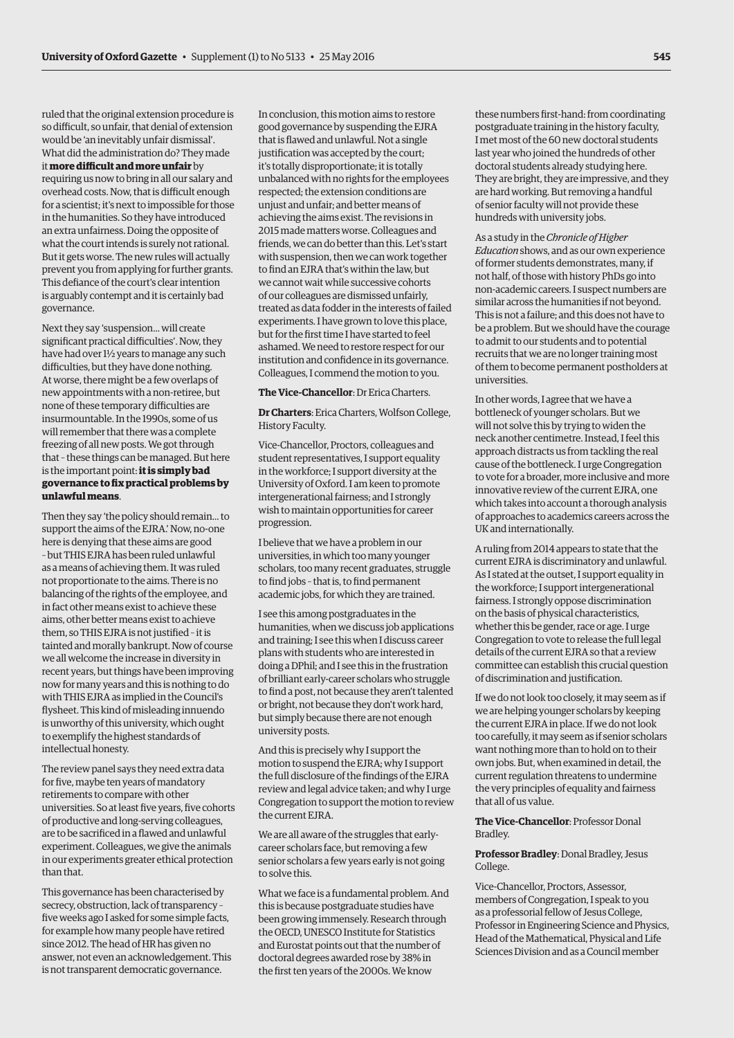ruled that the original extension procedure is so difficult, so unfair, that denial of extension would be 'an inevitably unfair dismissal'. What did the administration do? They made it **more difficult and more unfair** by requiring us now to bring in all our salary and overhead costs. Now, that is difficult enough for a scientist; it's next to impossible for those in the humanities. So they have introduced an extra unfairness. Doing the opposite of what the court intends is surely not rational. But it gets worse. The new rules will actually prevent you from applying for further grants. This defiance of the court's clear intention is arguably contempt and it is certainly bad governance.

Next they say 'suspension... will create significant practical difficulties'. Now, they have had over 1½ years to manage any such difficulties, but they have done nothing. At worse, there might be a few overlaps of new appointments with a non-retiree, but none of these temporary difficulties are insurmountable. In the 1990s, some of us will remember that there was a complete freezing of all new posts. We got through that – these things can be managed. But here is the important point: **it is simply bad governance to fix practical problems by unlawful means**.

Then they say 'the policy should remain... to support the aims of the EJRA.' Now, no-one here is denying that these aims are good – but THIS EJRA has been ruled unlawful as a means of achieving them. It was ruled not proportionate to the aims. There is no balancing of the rights of the employee, and in fact other means exist to achieve these aims, other better means exist to achieve them, so THIS EJRA is not justified – it is tainted and morally bankrupt. Now of course we all welcome the increase in diversity in recent years, but things have been improving now for many years and this is nothing to do with THIS EJRA as implied in the Council's flysheet. This kind of misleading innuendo is unworthy of this university, which ought to exemplify the highest standards of intellectual honesty.

The review panel says they need extra data for five, maybe ten years of mandatory retirements to compare with other universities. So at least five years, five cohorts of productive and long-serving colleagues, are to be sacrificed in a flawed and unlawful experiment. Colleagues, we give the animals in our experiments greater ethical protection than that.

This governance has been characterised by secrecy, obstruction, lack of transparency – five weeks ago I asked for some simple facts, for example how many people have retired since 2012. The head of HR has given no answer, not even an acknowledgement. This is not transparent democratic governance.

In conclusion, this motion aims to restore good governance by suspending the EJRA that is flawed and unlawful. Not a single justification was accepted by the court; it's totally disproportionate; it is totally unbalanced with no rights for the employees respected; the extension conditions are unjust and unfair; and better means of achieving the aims exist. The revisions in 2015 made matters worse. Colleagues and friends, we can do better than this. Let's start with suspension, then we can work together to find an EJRA that's within the law, but we cannot wait while successive cohorts of our colleagues are dismissed unfairly, treated as data fodder in the interests of failed experiments. I have grown to love this place, but for the first time I have started to feel ashamed. We need to restore respect for our institution and confidence in its governance. Colleagues, I commend the motion to you.

**The Vice-Chancellor**: Dr Erica Charters.

**Dr Charters**: Erica Charters, Wolfson College, History Faculty.

Vice-Chancellor, Proctors, colleagues and student representatives, I support equality in the workforce; I support diversity at the University of Oxford. I am keen to promote intergenerational fairness; and I strongly wish to maintain opportunities for career progression.

I believe that we have a problem in our universities, in which too many younger scholars, too many recent graduates, struggle to find jobs – that is, to find permanent academic jobs, for which they are trained.

I see this among postgraduates in the humanities, when we discuss job applications and training; I see this when I discuss career plans with students who are interested in doing a DPhil; and I see this in the frustration of brilliant early-career scholars who struggle to find a post, not because they aren't talented or bright, not because they don't work hard, but simply because there are not enough university posts.

And this is precisely why I support the motion to suspend the EJRA; why I support the full disclosure of the findings of the EJRA review and legal advice taken; and why I urge Congregation to support the motion to review the current EJRA.

We are all aware of the struggles that early-career scholars face, but removing a few senior scholars a few years early is not going to solve this.

What we face is a fundamental problem. And this is because postgraduate studies have been growing immensely. Research through the OECD, UNESCO Institute for Statistics and Eurostat points out that the number of doctoral degrees awarded rose by 38% in the first ten years of the 2000s. We know these numbers first-hand: from coordinating postgraduate training in the history faculty, I met most of the 60 new doctoral students last year who joined the hundreds of other doctoral students already studying here. They are bright, they are impressive, and they are hard working. But removing a handful of senior faculty will not provide these hundreds with university jobs.

As a study in the *Chronicle of Higher Education* shows, and as our own experience of former students demonstrates, many, if not half, of those with history PhDs go into non-academic careers. I suspect numbers are similar across the humanities if not beyond. This is not a failure; and this does not have to be a problem. But we should have the courage to admit to our students and to potential recruits that we are no longer training most of them to become permanent postholders at universities.

In other words, I agree that we have a bottleneck of younger scholars. But we will not solve this by trying to widen the neck another centimetre. Instead, I feel this approach distracts us from tackling the real cause of the bottleneck. I urge Congregation to vote for a broader, more inclusive and more innovative review of the current EJRA, one which takes into account a thorough analysis of approaches to academics careers across the UK and internationally.

A ruling from 2014 appears to state that the current EJRA is discriminatory and unlawful. As I stated at the outset, I support equality in the workforce; I support intergenerational fairness. I strongly oppose discrimination on the basis of physical characteristics, whether this be gender, race or age. I urge Congregation to vote to release the full legal details of the current EJRA so that a review committee can establish this crucial question of discrimination and justification.

If we do not look too closely, it may seem as if we are helping younger scholars by keeping the current EJRA in place. If we do not look too carefully, it may seem as if senior scholars want nothing more than to hold on to their own jobs. But, when examined in detail, the current regulation threatens to undermine the very principles of equality and fairness that all of us value.

**The Vice-Chancellor**: Professor Donal Bradley.

**Professor Bradley**: Donal Bradley, Jesus College.

Vice-Chancellor, Proctors, Assessor, members of Congregation, I speak to you as a professorial fellow of Jesus College, Professor in Engineering Science and Physics, Head of the Mathematical, Physical and Life Sciences Division and as a Council member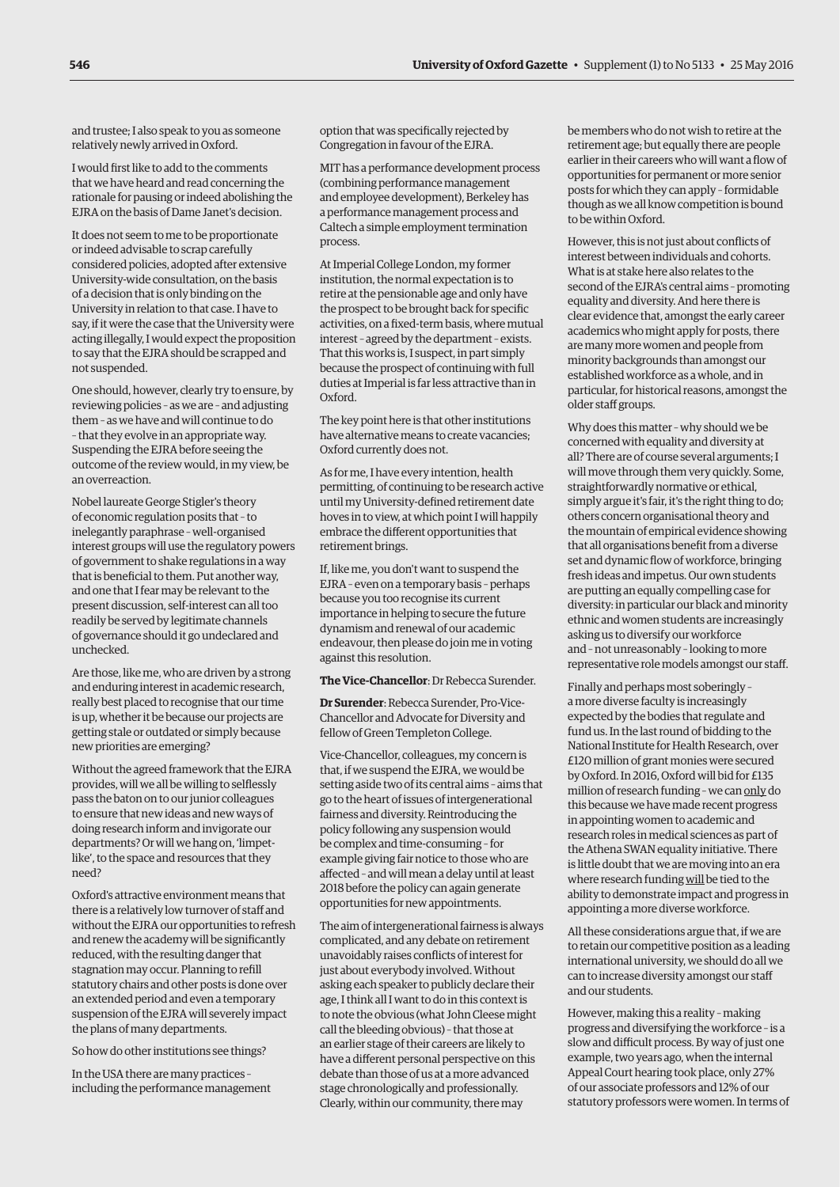and trustee; I also speak to you as someone relatively newly arrived in Oxford.

I would first like to add to the comments that we have heard and read concerning the rationale for pausing or indeed abolishing the EJRA on the basis of Dame Janet's decision.

It does not seem to me to be proportionate or indeed advisable to scrap carefully considered policies, adopted after extensive University-wide consultation, on the basis of a decision that is only binding on the University in relation to that case. I have to say, if it were the case that the University were acting illegally, I would expect the proposition to say that the EJRA should be scrapped and not suspended.

One should, however, clearly try to ensure, by reviewing policies – as we are – and adjusting them – as we have and will continue to do – that they evolve in an appropriate way. Suspending the EJRA before seeing the outcome of the review would, in my view, be an overreaction.

Nobel laureate George Stigler's theory of economic regulation posits that – to inelegantly paraphrase – well-organised interest groups will use the regulatory powers of government to shake regulations in a way that is beneficial to them. Put another way, and one that I fear may be relevant to the present discussion, self-interest can all too readily be served by legitimate channels of governance should it go undeclared and unchecked.

Are those, like me, who are driven by a strong and enduring interest in academic research, really best placed to recognise that our time is up, whether it be because our projects are getting stale or outdated or simply because new priorities are emerging?

Without the agreed framework that the EJRA provides, will we all be willing to selflessly pass the baton on to our junior colleagues to ensure that new ideas and new ways of doing research inform and invigorate our departments? Or will we hang on, 'limpet-like', to the space and resources that they need?

Oxford's attractive environment means that there is a relatively low turnover of staff and without the EJRA our opportunities to refresh and renew the academy will be significantly reduced, with the resulting danger that stagnation may occur. Planning to refill statutory chairs and other posts is done over an extended period and even a temporary suspension of the EJRA will severely impact the plans of many departments.

So how do other institutions see things?

In the USA there are many practices – including the performance management option that was specifically rejected by Congregation in favour of the EJRA.

MIT has a performance development process (combining performance management and employee development), Berkeley has a performance management process and Caltech a simple employment termination process.

At Imperial College London, my former institution, the normal expectation is to retire at the pensionable age and only have the prospect to be brought back for specific activities, on a fixed-term basis, where mutual interest – agreed by the department – exists. That this works is, I suspect, in part simply because the prospect of continuing with full duties at Imperial is far less attractive than in Oxford.

The key point here is that other institutions have alternative means to create vacancies; Oxford currently does not.

As for me, I have every intention, health permitting, of continuing to be research active until my University-defined retirement date hoves in to view, at which point I will happily embrace the different opportunities that retirement brings.

If, like me, you don't want to suspend the EJRA – even on a temporary basis – perhaps because you too recognise its current importance in helping to secure the future dynamism and renewal of our academic endeavour, then please do join me in voting against this resolution.

**The Vice-Chancellor**: Dr Rebecca Surender.

**Dr Surender**: Rebecca Surender, Pro-Vice-Chancellor and Advocate for Diversity and fellow of Green Templeton College.

Vice-Chancellor, colleagues, my concern is that, if we suspend the EJRA, we would be setting aside two of its central aims – aims that go to the heart of issues of intergenerational fairness and diversity. Reintroducing the policy following any suspension would be complex and time-consuming – for example giving fair notice to those who are affected – and will mean a delay until at least 2018 before the policy can again generate opportunities for new appointments.

The aim of intergenerational fairness is always complicated, and any debate on retirement unavoidably raises conflicts of interest for just about everybody involved. Without asking each speaker to publicly declare their age, I think all I want to do in this context is to note the obvious (what John Cleese might call the bleeding obvious) – that those at an earlier stage of their careers are likely to have a different personal perspective on this debate than those of us at a more advanced stage chronologically and professionally. Clearly, within our community, there may be members who do not wish to retire at the retirement age; but equally there are people earlier in their careers who will want a flow of opportunities for permanent or more senior posts for which they can apply – formidable though as we all know competition is bound to be within Oxford.

However, this is not just about conflicts of interest between individuals and cohorts. What is at stake here also relates to the second of the EJRA's central aims – promoting equality and diversity. And here there is clear evidence that, amongst the early career academics who might apply for posts, there are many more women and people from minority backgrounds than amongst our established workforce as a whole, and in particular, for historical reasons, amongst the older staff groups.

Why does this matter – why should we be concerned with equality and diversity at all? There are of course several arguments; I will move through them very quickly. Some, straightforwardly normative or ethical, simply argue it's fair, it's the right thing to do; others concern organisational theory and the mountain of empirical evidence showing that all organisations benefit from a diverse set and dynamic flow of workforce, bringing fresh ideas and impetus. Our own students are putting an equally compelling case for diversity: in particular our black and minority ethnic and women students are increasingly asking us to diversify our workforce and – not unreasonably – looking to more representative role models amongst our staff.

Finally and perhaps most soberingly – a more diverse faculty is increasingly expected by the bodies that regulate and fund us. In the last round of bidding to the National Institute for Health Research, over £120 million of grant monies were secured by Oxford. In 2016, Oxford will bid for £135 million of research funding – we can <u>only</u> do this because we have made recent progress in appointing women to academic and research roles in medical sciences as part of the Athena SWAN equality initiative. There is little doubt that we are moving into an era where research funding <u>will</u> be tied to the ability to demonstrate impact and progress in appointing a more diverse workforce.

All these considerations argue that, if we are to retain our competitive position as a leading international university, we should do all we can to increase diversity amongst our staff and our students.

However, making this a reality – making progress and diversifying the workforce – is a slow and difficult process. By way of just one example, two years ago, when the internal Appeal Court hearing took place, only 27% of our associate professors and 12% of our statutory professors were women. In terms of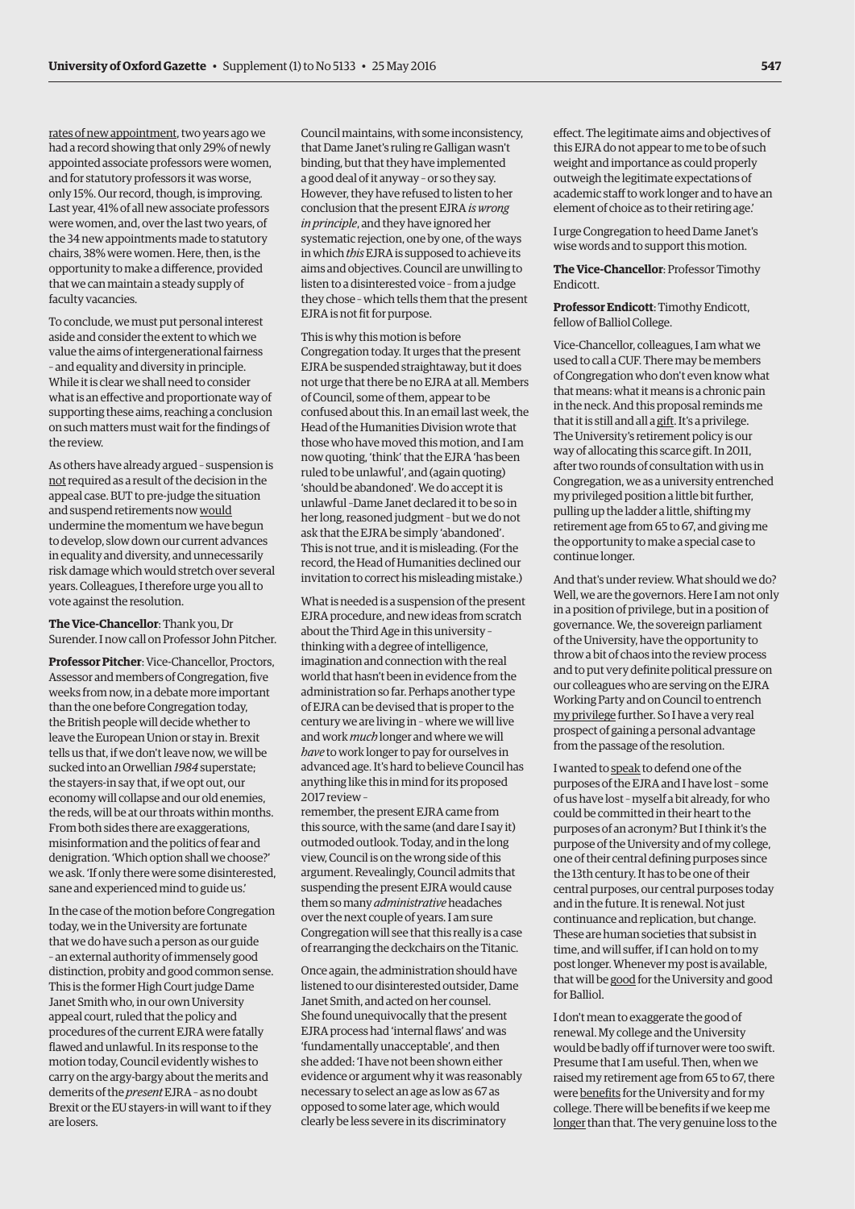rates of new appointment, two years ago we had a record showing that only 29% of newly appointed associate professors were women, and for statutory professors it was worse, only 15%. Our record, though, is improving. Last year, 41% of all new associate professors were women, and, over the last two years, of the 34 new appointments made to statutory chairs, 38% were women. Here, then, is the opportunity to make a difference, provided that we can maintain a steady supply of faculty vacancies.

To conclude, we must put personal interest aside and consider the extent to which we value the aims of intergenerational fairness – and equality and diversity in principle. While it is clear we shall need to consider what is an effective and proportionate way of supporting these aims, reaching a conclusion on such matters must wait for the findings of the review.

As others have already argued – suspension is not required as a result of the decision in the appeal case. BUT to pre-judge the situation and suspend retirements now would undermine the momentum we have begun to develop, slow down our current advances in equality and diversity, and unnecessarily risk damage which would stretch over several years. Colleagues, I therefore urge you all to vote against the resolution.

**The Vice-Chancellor**: Thank you, Dr Surender. I now call on Professor John Pitcher.

**Professor Pitcher**: Vice-Chancellor, Proctors, Assessor and members of Congregation, five weeks from now, in a debate more important than the one before Congregation today, the British people will decide whether to leave the European Union or stay in. Brexit tells us that, if we don't leave now, we will be sucked into an Orwellian *1984* superstate; the stayers-in say that, if we opt out, our economy will collapse and our old enemies, the reds, will be at our throats within months. From both sides there are exaggerations, misinformation and the politics of fear and denigration. 'Which option shall we choose?' we ask. 'If only there were some disinterested, sane and experienced mind to guide us.'

In the case of the motion before Congregation today, we in the University are fortunate that we do have such a person as our guide – an external authority of immensely good distinction, probity and good common sense. This is the former High Court judge Dame Janet Smith who, in our own University appeal court, ruled that the policy and procedures of the current EJRA were fatally flawed and unlawful. In its response to the motion today, Council evidently wishes to carry on the argy-bargy about the merits and demerits of the *present* EJRA – as no doubt Brexit or the EU stayers-in will want to if they are losers.

Council maintains, with some inconsistency, that Dame Janet's ruling re Galligan wasn't binding, but that they have implemented a good deal of it anyway – or so they say. However, they have refused to listen to her conclusion that the present EJRA *is wrong in principle*, and they have ignored her systematic rejection, one by one, of the ways in which *this* EJRA is supposed to achieve its aims and objectives. Council are unwilling to listen to a disinterested voice – from a judge they chose – which tells them that the present EJRA is not fit for purpose.

This is why this motion is before Congregation today. It urges that the present EJRA be suspended straightaway, but it does not urge that there be no EJRA at all. Members of Council, some of them, appear to be confused about this. In an email last week, the Head of the Humanities Division wrote that those who have moved this motion, and I am now quoting, 'think' that the EJRA 'has been ruled to be unlawful', and (again quoting) 'should be abandoned'. We do accept it is unlawful –Dame Janet declared it to be so in her long, reasoned judgment – but we do not ask that the EJRA be simply 'abandoned'. This is not true, and it is misleading. (For the record, the Head of Humanities declined our invitation to correct his misleading mistake.)

What is needed is a suspension of the present EJRA procedure, and new ideas from scratch about the Third Age in this university – thinking with a degree of intelligence, imagination and connection with the real world that hasn't been in evidence from the administration so far. Perhaps another type of EJRA can be devised that is proper to the century we are living in – where we will live and work *much* longer and where we will *have* to work longer to pay for ourselves in advanced age. It's hard to believe Council has anything like this in mind for its proposed 2017 review – remember, the present EJRA came from this source, with the same (and dare I say it) outmoded outlook. Today, and in the long view, Council is on the wrong side of this argument. Revealingly, Council admits that suspending the present EJRA would cause them so many *administrative* headaches over the next couple of years. I am sure Congregation will see that this really is a case of rearranging the deckchairs on the Titanic.

Once again, the administration should have listened to our disinterested outsider, Dame Janet Smith, and acted on her counsel. She found unequivocally that the present EJRA process had 'internal flaws' and was 'fundamentally unacceptable', and then she added: 'I have not been shown either evidence or argument why it was reasonably necessary to select an age as low as 67 as opposed to some later age, which would clearly be less severe in its discriminatory effect. The legitimate aims and objectives of this EJRA do not appear to me to be of such weight and importance as could properly outweigh the legitimate expectations of academic staff to work longer and to have an element of choice as to their retiring age.'

I urge Congregation to heed Dame Janet's wise words and to support this motion.

**The Vice-Chancellor**: Professor Timothy Endicott.

**Professor Endicott**: Timothy Endicott, fellow of Balliol College.

Vice-Chancellor, colleagues, I am what we used to call a CUF. There may be members of Congregation who don't even know what that means: what it means is a chronic pain in the neck. And this proposal reminds me that it is still and all a gift. It's a privilege. The University's retirement policy is our way of allocating this scarce gift. In 2011, after two rounds of consultation with us in Congregation, we as a university entrenched my privileged position a little bit further, pulling up the ladder a little, shifting my retirement age from 65 to 67, and giving me the opportunity to make a special case to continue longer.

And that's under review. What should we do? Well, we are the governors. Here I am not only in a position of privilege, but in a position of governance. We, the sovereign parliament of the University, have the opportunity to throw a bit of chaos into the review process and to put very definite political pressure on our colleagues who are serving on the EJRA Working Party and on Council to entrench my privilege further. So I have a very real prospect of gaining a personal advantage from the passage of the resolution.

I wanted to speak to defend one of the purposes of the EJRA and I have lost – some of us have lost – myself a bit already, for who could be committed in their heart to the purposes of an acronym? But I think it's the purpose of the University and of my college, one of their central defining purposes since the 13th century. It has to be one of their central purposes, our central purposes today and in the future. It is renewal. Not just continuance and replication, but change. These are human societies that subsist in time, and will suffer, if I can hold on to my post longer. Whenever my post is available, that will be good for the University and good for Balliol.

I don't mean to exaggerate the good of renewal. My college and the University would be badly off if turnover were too swift. Presume that I am useful. Then, when we raised my retirement age from 65 to 67, there were benefits for the University and for my college. There will be benefits if we keep me longer than that. The very genuine loss to the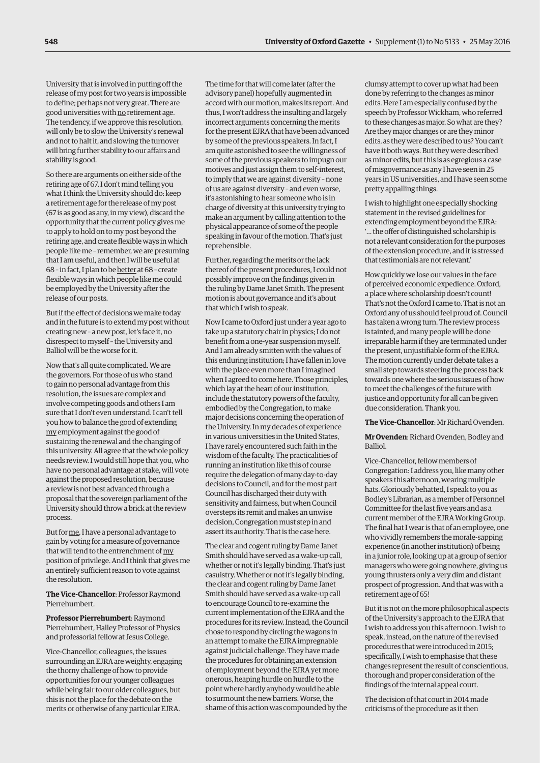University that is involved in putting off the release of my post for two years is impossible to define; perhaps not very great. There are good universities with <u>no</u> retirement age. The tendency, if we approve this resolution, will only be to <u>slow</u> the University's renewal and not to halt it, and slowing the turnover will bring further stability to our affairs and stability is good.

So there are arguments on either side of the retiring age of 67. I don't mind telling you what I think the University should do: keep a retirement age for the release of my post (67 is as good as any, in my view), discard the opportunity that the current policy gives me to apply to hold on to my post beyond the retiring age, and create flexible ways in which people like me – remember, we are presuming that I am useful, and then I will be useful at 68 – in fact, I plan to be <u>better</u> at 68 – create flexible ways in which people like me could be employed by the University after the release of our posts.

But if the effect of decisions we make today and in the future is to extend my post without creating new – a new post, let's face it, no disrespect to myself – the University and Balliol will be the worse for it.

Now that's all quite complicated. We are the governors. For those of us who stand to gain no personal advantage from this resolution, the issues are complex and involve competing goods and others I am sure that I don't even understand. I can't tell you how to balance the good of extending <u>my</u> employment against the good of sustaining the renewal and the changing of this university. All agree that the whole policy needs review. I would still hope that you, who have no personal advantage at stake, will vote against the proposed resolution, because a review is not best advanced through a proposal that the sovereign parliament of the University should throw a brick at the review process.

But for <u>me</u>, I have a personal advantage to gain by voting for a measure of governance that will tend to the entrenchment of <u>my</u> position of privilege. And I think that gives me an entirely sufficient reason to vote against the resolution.

**The Vice-Chancellor**: Professor Raymond Pierrehumbert.

**Professor Pierrehumbert**: Raymond Pierrehumbert, Halley Professor of Physics and professorial fellow at Jesus College.

Vice-Chancellor, colleagues, the issues surrounding an EJRA are weighty, engaging the thorny challenge of how to provide opportunities for our younger colleagues while being fair to our older colleagues, but this is not the place for the debate on the merits or otherwise of any particular EJRA. The time for that will come later (after the advisory panel) hopefully augmented in accord with our motion, makes its report. And thus, I won't address the insulting and largely incorrect arguments concerning the merits for the present EJRA that have been advanced by some of the previous speakers. In fact, I am quite astonished to see the willingness of some of the previous speakers to impugn our motives and just assign them to self-interest, to imply that we are against diversity – none of us are against diversity – and even worse, it's astonishing to hear someone who is in charge of diversity at this university trying to make an argument by calling attention to the physical appearance of some of the people speaking in favour of the motion. That's just reprehensible.

Further, regarding the merits or the lack thereof of the present procedures, I could not possibly improve on the findings given in the ruling by Dame Janet Smith. The present motion is about governance and it's about that which I wish to speak.

Now I came to Oxford just under a year ago to take up a statutory chair in physics; I do not benefit from a one-year suspension myself. And I am already smitten with the values of this enduring institution; I have fallen in love with the place even more than I imagined when I agreed to come here. Those principles, which lay at the heart of our institution, include the statutory powers of the faculty, embodied by the Congregation, to make major decisions concerning the operation of the University. In my decades of experience in various universities in the United States, I have rarely encountered such faith in the wisdom of the faculty. The practicalities of running an institution like this of course require the delegation of many day-to-day decisions to Council, and for the most part Council has discharged their duty with sensitivity and fairness, but when Council oversteps its remit and makes an unwise decision, Congregation must step in and assert its authority. That is the case here.

The clear and cogent ruling by Dame Janet Smith should have served as a wake-up call, whether or not it's legally binding. That's just casuistry. Whether or not it's legally binding, the clear and cogent ruling by Dame Janet Smith should have served as a wake-up call to encourage Council to re-examine the current implementation of the EJRA and the procedures for its review. Instead, the Council chose to respond by circling the wagons in an attempt to make the EJRA impregnable against judicial challenge. They have made the procedures for obtaining an extension of employment beyond the EJRA yet more onerous, heaping hurdle on hurdle to the point where hardly anybody would be able to surmount the new barriers. Worse, the shame of this action was compounded by the clumsy attempt to cover up what had been done by referring to the changes as minor edits. Here I am especially confused by the speech by Professor Wickham, who referred to these changes as major. So what are they? Are they major changes or are they minor edits, as they were described to us? You can't have it both ways. But they were described as minor edits, but this is as egregious a case of misgovernance as any I have seen in 25 years in US universities, and I have seen some pretty appalling things.

I wish to highlight one especially shocking statement in the revised guidelines for extending employment beyond the EJRA: '… the offer of distinguished scholarship is not a relevant consideration for the purposes of the extension procedure, and it is stressed that testimonials are not relevant.'

How quickly we lose our values in the face of perceived economic expedience. Oxford, a place where scholarship doesn't count! That's not the Oxford I came to. That is not an Oxford any of us should feel proud of. Council has taken a wrong turn. The review process is tainted, and many people will be done irreparable harm if they are terminated under the present, unjustifiable form of the EJRA. The motion currently under debate takes a small step towards steering the process back towards one where the serious issues of how to meet the challenges of the future with justice and opportunity for all can be given due consideration. Thank you.

**The Vice-Chancellor**: Mr Richard Ovenden.

**Mr Ovenden**: Richard Ovenden, Bodley and Balliol.

Vice-Chancellor, fellow members of Congregation: I address you, like many other speakers this afternoon, wearing multiple hats. Gloriously behatted, I speak to you as Bodley's Librarian, as a member of Personnel Committee for the last five years and as a current member of the EJRA Working Group. The final hat I wear is that of an employee, one who vividly remembers the morale-sapping experience (in another institution) of being in a junior role, looking up at a group of senior managers who were going nowhere, giving us young thrusters only a very dim and distant prospect of progression. And that was with a retirement age of 65!

But it is not on the more philosophical aspects of the University's approach to the EJRA that I wish to address you this afternoon. I wish to speak, instead, on the nature of the revised procedures that were introduced in 2015; specifically, I wish to emphasise that these changes represent the result of conscientious, thorough and proper consideration of the findings of the internal appeal court.

The decision of that court in 2014 made criticisms of the procedure as it then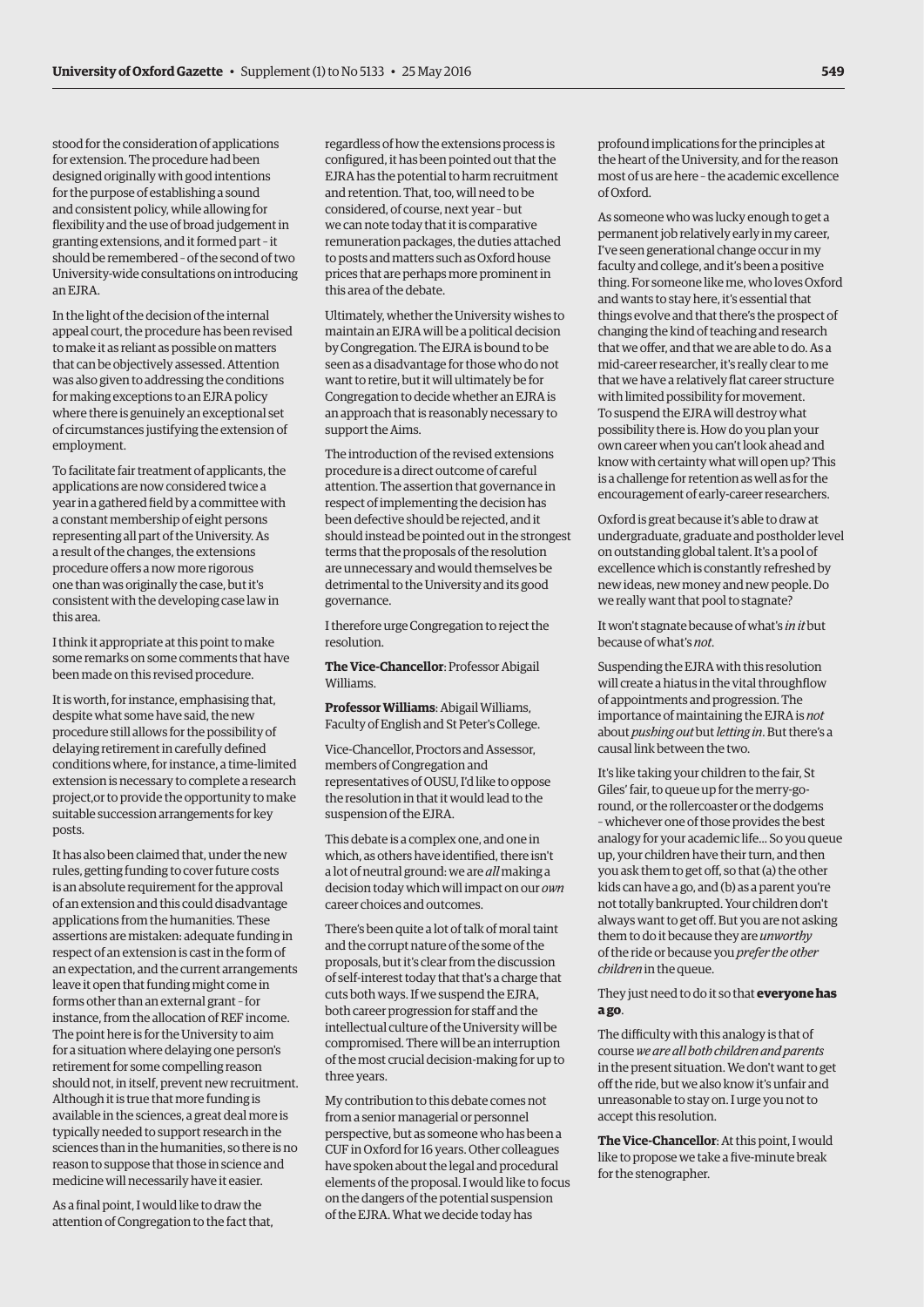stood for the consideration of applications for extension. The procedure had been designed originally with good intentions for the purpose of establishing a sound and consistent policy, while allowing for flexibility and the use of broad judgement in granting extensions, and it formed part – it should be remembered – of the second of two University-wide consultations on introducing an EJRA.

In the light of the decision of the internal appeal court, the procedure has been revised to make it as reliant as possible on matters that can be objectively assessed. Attention was also given to addressing the conditions for making exceptions to an EJRA policy where there is genuinely an exceptional set of circumstances justifying the extension of employment.

To facilitate fair treatment of applicants, the applications are now considered twice a year in a gathered field by a committee with a constant membership of eight persons representing all part of the University. As a result of the changes, the extensions procedure offers a now more rigorous one than was originally the case, but it's consistent with the developing case law in this area.

I think it appropriate at this point to make some remarks on some comments that have been made on this revised procedure.

It is worth, for instance, emphasising that, despite what some have said, the new procedure still allows for the possibility of delaying retirement in carefully defined conditions where, for instance, a time-limited extension is necessary to complete a research project,or to provide the opportunity to make suitable succession arrangements for key posts.

It has also been claimed that, under the new rules, getting funding to cover future costs is an absolute requirement for the approval of an extension and this could disadvantage applications from the humanities. These assertions are mistaken: adequate funding in respect of an extension is cast in the form of an expectation, and the current arrangements leave it open that funding might come in forms other than an external grant – for instance, from the allocation of REF income. The point here is for the University to aim for a situation where delaying one person's retirement for some compelling reason should not, in itself, prevent new recruitment. Although it is true that more funding is available in the sciences, a great deal more is typically needed to support research in the sciences than in the humanities, so there is no reason to suppose that those in science and medicine will necessarily have it easier.

As a final point, I would like to draw the attention of Congregation to the fact that, regardless of how the extensions process is configured, it has been pointed out that the EJRA has the potential to harm recruitment and retention. That, too, will need to be considered, of course, next year – but we can note today that it is comparative remuneration packages, the duties attached to posts and matters such as Oxford house prices that are perhaps more prominent in this area of the debate.

Ultimately, whether the University wishes to maintain an EJRA will be a political decision by Congregation. The EJRA is bound to be seen as a disadvantage for those who do not want to retire, but it will ultimately be for Congregation to decide whether an EJRA is an approach that is reasonably necessary to support the Aims.

The introduction of the revised extensions procedure is a direct outcome of careful attention. The assertion that governance in respect of implementing the decision has been defective should be rejected, and it should instead be pointed out in the strongest terms that the proposals of the resolution are unnecessary and would themselves be detrimental to the University and its good governance.

I therefore urge Congregation to reject the resolution.

**The Vice-Chancellor**: Professor Abigail Williams.

**Professor Williams**: Abigail Williams, Faculty of English and St Peter's College.

Vice-Chancellor, Proctors and Assessor, members of Congregation and representatives of OUSU, I'd like to oppose the resolution in that it would lead to the suspension of the EJRA.

This debate is a complex one, and one in which, as others have identified, there isn't a lot of neutral ground: we are *all* making a decision today which will impact on our *own* career choices and outcomes.

There's been quite a lot of talk of moral taint and the corrupt nature of the some of the proposals, but it's clear from the discussion of self-interest today that that's a charge that cuts both ways. If we suspend the EJRA, both career progression for staff and the intellectual culture of the University will be compromised. There will be an interruption of the most crucial decision-making for up to three years.

My contribution to this debate comes not from a senior managerial or personnel perspective, but as someone who has been a CUF in Oxford for 16 years. Other colleagues have spoken about the legal and procedural elements of the proposal. I would like to focus on the dangers of the potential suspension of the EJRA. What we decide today has profound implications for the principles at the heart of the University, and for the reason most of us are here – the academic excellence of Oxford.

As someone who was lucky enough to get a permanent job relatively early in my career, I've seen generational change occur in my faculty and college, and it's been a positive thing. For someone like me, who loves Oxford and wants to stay here, it's essential that things evolve and that there's the prospect of changing the kind of teaching and research that we offer, and that we are able to do. As a mid-career researcher, it's really clear to me that we have a relatively flat career structure with limited possibility for movement. To suspend the EJRA will destroy what possibility there is. How do you plan your own career when you can't look ahead and know with certainty what will open up? This is a challenge for retention as well as for the encouragement of early-career researchers.

Oxford is great because it's able to draw at undergraduate, graduate and postholder level on outstanding global talent. It's a pool of excellence which is constantly refreshed by new ideas, new money and new people. Do we really want that pool to stagnate?

It won't stagnate because of what's *in it* but because of what's *not*.

Suspending the EJRA with this resolution will create a hiatus in the vital throughflow of appointments and progression. The importance of maintaining the EJRA is *not* about *pushing out* but *letting in*. But there's a causal link between the two.

It's like taking your children to the fair, St Giles' fair, to queue up for the merry-go-round, or the rollercoaster or the dodgems – whichever one of those provides the best analogy for your academic life… So you queue up, your children have their turn, and then you ask them to get off, so that (a) the other kids can have a go, and (b) as a parent you're not totally bankrupted. Your children don't always want to get off. But you are not asking them to do it because they are *unworthy* of the ride or because you *prefer the other children* in the queue.

They just need to do it so that **everyone has a go**.

The difficulty with this analogy is that of course *we are all both children and parents* in the present situation. We don't want to get off the ride, but we also know it's unfair and unreasonable to stay on. I urge you not to accept this resolution.

**The Vice-Chancellor**: At this point, I would like to propose we take a five-minute break for the stenographer.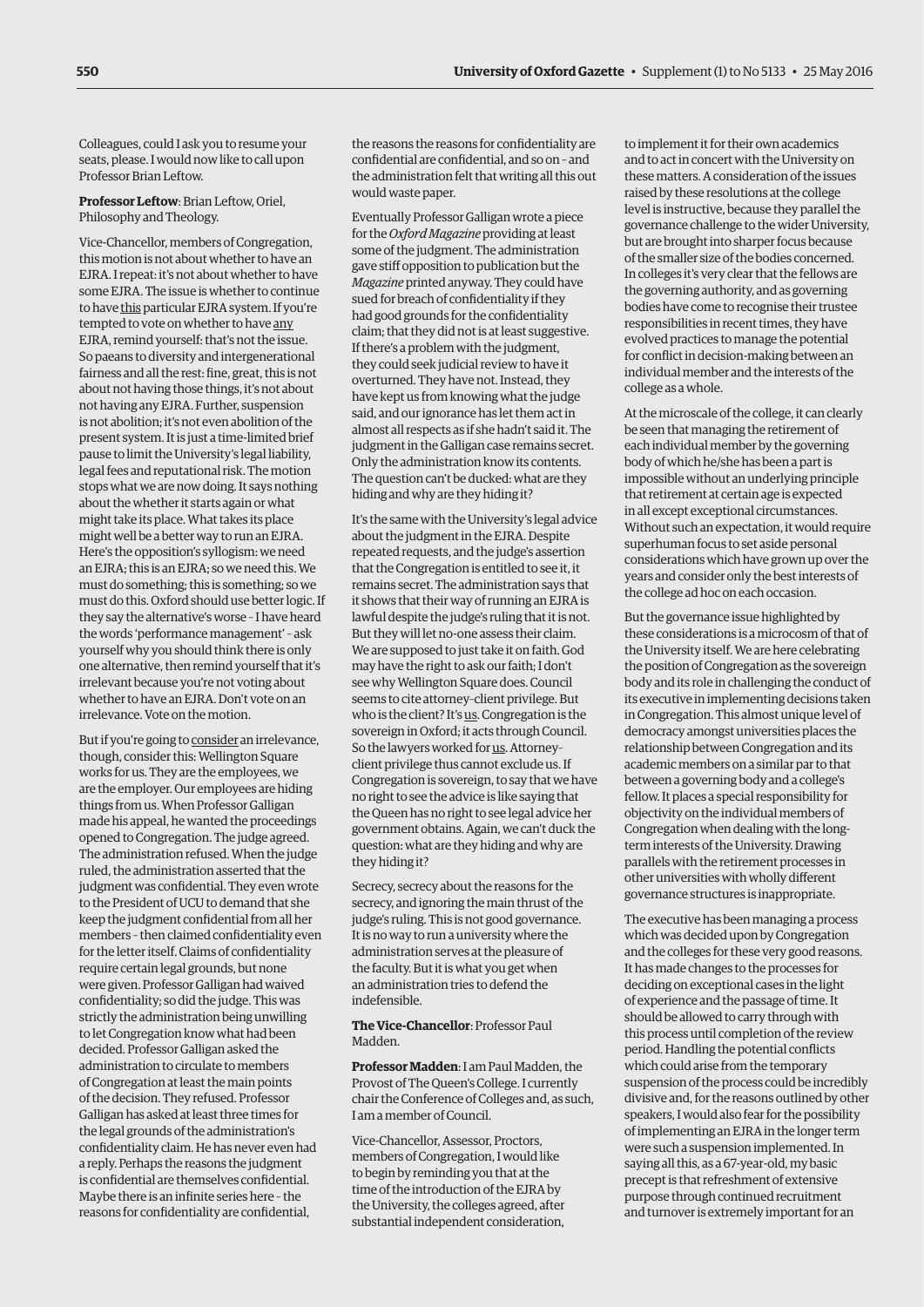Colleagues, could I ask you to resume your seats, please. I would now like to call upon Professor Brian Leftow.

**Professor Leftow**: Brian Leftow, Oriel, Philosophy and Theology.

Vice-Chancellor, members of Congregation, this motion is not about whether to have an EJRA. I repeat: it's not about whether to have some EJRA. The issue is whether to continue to have <u>this</u> particular EJRA system. If you're tempted to vote on whether to have <u>any</u> EJRA, remind yourself: that's not the issue. So paeans to diversity and intergenerational fairness and all the rest: fine, great, this is not about not having those things, it's not about not having any EJRA. Further, suspension is not abolition; it's not even abolition of the present system. It is just a time-limited brief pause to limit the University's legal liability, legal fees and reputational risk. The motion stops what we are now doing. It says nothing about the whether it starts again or what might take its place. What takes its place might well be a better way to run an EJRA. Here's the opposition's syllogism: we need an EJRA; this is an EJRA; so we need this. We must do something; this is something; so we must do this. Oxford should use better logic. If they say the alternative's worse – I have heard the words 'performance management' – ask yourself why you should think there is only one alternative, then remind yourself that it's irrelevant because you're not voting about whether to have an EJRA. Don't vote on an irrelevance. Vote on the motion.

But if you're going to <u>consider</u> an irrelevance, though, consider this: Wellington Square works for us. They are the employees, we are the employer. Our employees are hiding things from us. When Professor Galligan made his appeal, he wanted the proceedings opened to Congregation. The judge agreed. The administration refused. When the judge ruled, the administration asserted that the judgment was confidential. They even wrote to the President of UCU to demand that she keep the judgment confidential from all her members – then claimed confidentiality even for the letter itself. Claims of confidentiality require certain legal grounds, but none were given. Professor Galligan had waived confidentiality; so did the judge. This was strictly the administration being unwilling to let Congregation know what had been decided. Professor Galligan asked the administration to circulate to members of Congregation at least the main points of the decision. They refused. Professor Galligan has asked at least three times for the legal grounds of the administration's confidentiality claim. He has never even had a reply. Perhaps the reasons the judgment is confidential are themselves confidential. Maybe there is an infinite series here – the reasons for confidentiality are confidential, the reasons the reasons for confidentiality are confidential are confidential, and so on – and the administration felt that writing all this out would waste paper.

Eventually Professor Galligan wrote a piece for the *Oxford Magazine* providing at least some of the judgment. The administration gave stiff opposition to publication but the *Magazine* printed anyway. They could have sued for breach of confidentiality if they had good grounds for the confidentiality claim; that they did not is at least suggestive. If there's a problem with the judgment, they could seek judicial review to have it overturned. They have not. Instead, they have kept us from knowing what the judge said, and our ignorance has let them act in almost all respects as if she hadn't said it. The judgment in the Galligan case remains secret. Only the administration know its contents. The question can't be ducked: what are they hiding and why are they hiding it?

It's the same with the University's legal advice about the judgment in the EJRA. Despite repeated requests, and the judge's assertion that the Congregation is entitled to see it, it remains secret. The administration says that it shows that their way of running an EJRA is lawful despite the judge's ruling that it is not. But they will let no-one assess their claim. We are supposed to just take it on faith. God may have the right to ask our faith; I don't see why Wellington Square does. Council seems to cite attorney–client privilege. But who is the client? It's <u>us</u>. Congregation is the sovereign in Oxford; it acts through Council. So the lawyers worked for <u>us</u>. Attorney–client privilege thus cannot exclude us. If Congregation is sovereign, to say that we have no right to see the advice is like saying that the Queen has no right to see legal advice her government obtains. Again, we can't duck the question: what are they hiding and why are they hiding it?

Secrecy, secrecy about the reasons for the secrecy, and ignoring the main thrust of the judge's ruling. This is not good governance. It is no way to run a university where the administration serves at the pleasure of the faculty. But it is what you get when an administration tries to defend the indefensible.

**The Vice-Chancellor**: Professor Paul Madden.

**Professor Madden**: I am Paul Madden, the Provost of The Queen's College. I currently chair the Conference of Colleges and, as such, I am a member of Council.

Vice-Chancellor, Assessor, Proctors, members of Congregation, I would like to begin by reminding you that at the time of the introduction of the EJRA by the University, the colleges agreed, after substantial independent consideration, to implement it for their own academics and to act in concert with the University on these matters. A consideration of the issues raised by these resolutions at the college level is instructive, because they parallel the governance challenge to the wider University, but are brought into sharper focus because of the smaller size of the bodies concerned. In colleges it's very clear that the fellows are the governing authority, and as governing bodies have come to recognise their trustee responsibilities in recent times, they have evolved practices to manage the potential for conflict in decision-making between an individual member and the interests of the college as a whole.

At the microscale of the college, it can clearly be seen that managing the retirement of each individual member by the governing body of which he/she has been a part is impossible without an underlying principle that retirement at certain age is expected in all except exceptional circumstances. Without such an expectation, it would require superhuman focus to set aside personal considerations which have grown up over the years and consider only the best interests of the college ad hoc on each occasion.

But the governance issue highlighted by these considerations is a microcosm of that of the University itself. We are here celebrating the position of Congregation as the sovereign body and its role in challenging the conduct of its executive in implementing decisions taken in Congregation. This almost unique level of democracy amongst universities places the relationship between Congregation and its academic members on a similar par to that between a governing body and a college's fellow. It places a special responsibility for objectivity on the individual members of Congregation when dealing with the long-term interests of the University. Drawing parallels with the retirement processes in other universities with wholly different governance structures is inappropriate.

The executive has been managing a process which was decided upon by Congregation and the colleges for these very good reasons. It has made changes to the processes for deciding on exceptional cases in the light of experience and the passage of time. It should be allowed to carry through with this process until completion of the review period. Handling the potential conflicts which could arise from the temporary suspension of the process could be incredibly divisive and, for the reasons outlined by other speakers, I would also fear for the possibility of implementing an EJRA in the longer term were such a suspension implemented. In saying all this, as a 67-year-old, my basic precept is that refreshment of extensive purpose through continued recruitment and turnover is extremely important for an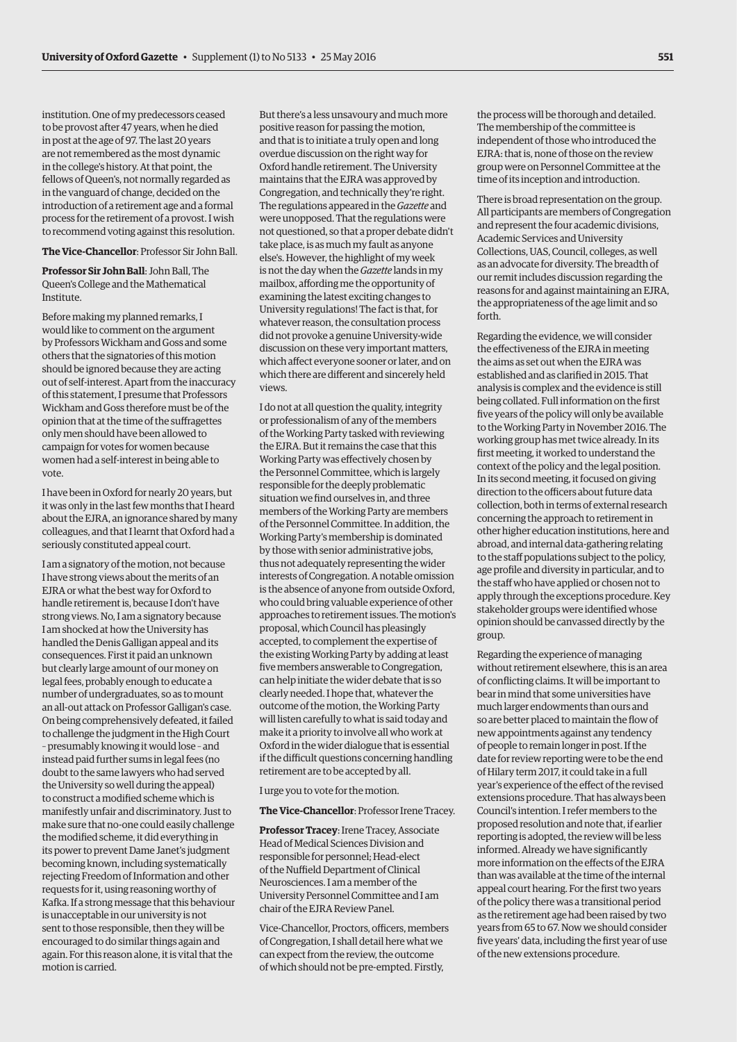institution. One of my predecessors ceased to be provost after 47 years, when he died in post at the age of 97. The last 20 years are not remembered as the most dynamic in the college's history. At that point, the fellows of Queen's, not normally regarded as in the vanguard of change, decided on the introduction of a retirement age and a formal process for the retirement of a provost. I wish to recommend voting against this resolution.

**The Vice-Chancellor**: Professor Sir John Ball.

**Professor Sir John Ball**: John Ball, The Queen's College and the Mathematical Institute.

Before making my planned remarks, I would like to comment on the argument by Professors Wickham and Goss and some others that the signatories of this motion should be ignored because they are acting out of self-interest. Apart from the inaccuracy of this statement, I presume that Professors Wickham and Goss therefore must be of the opinion that at the time of the suffragettes only men should have been allowed to campaign for votes for women because women had a self-interest in being able to vote.

I have been in Oxford for nearly 20 years, but it was only in the last few months that I heard about the EJRA, an ignorance shared by many colleagues, and that I learnt that Oxford had a seriously constituted appeal court.

I am a signatory of the motion, not because I have strong views about the merits of an EJRA or what the best way for Oxford to handle retirement is, because I don't have strong views. No, I am a signatory because I am shocked at how the University has handled the Denis Galligan appeal and its consequences. First it paid an unknown but clearly large amount of our money on legal fees, probably enough to educate a number of undergraduates, so as to mount an all-out attack on Professor Galligan's case. On being comprehensively defeated, it failed to challenge the judgment in the High Court – presumably knowing it would lose – and instead paid further sums in legal fees (no doubt to the same lawyers who had served the University so well during the appeal) to construct a modified scheme which is manifestly unfair and discriminatory. Just to make sure that no-one could easily challenge the modified scheme, it did everything in its power to prevent Dame Janet's judgment becoming known, including systematically rejecting Freedom of Information and other requests for it, using reasoning worthy of Kafka. If a strong message that this behaviour is unacceptable in our university is not sent to those responsible, then they will be encouraged to do similar things again and again. For this reason alone, it is vital that the motion is carried.

But there's a less unsavoury and much more positive reason for passing the motion, and that is to initiate a truly open and long overdue discussion on the right way for Oxford handle retirement. The University maintains that the EJRA was approved by Congregation, and technically they're right. The regulations appeared in the *Gazette* and were unopposed. That the regulations were not questioned, so that a proper debate didn't take place, is as much my fault as anyone else's. However, the highlight of my week is not the day when the *Gazette* lands in my mailbox, affording me the opportunity of examining the latest exciting changes to University regulations! The fact is that, for whatever reason, the consultation process did not provoke a genuine University-wide discussion on these very important matters, which affect everyone sooner or later, and on which there are different and sincerely held views.

I do not at all question the quality, integrity or professionalism of any of the members of the Working Party tasked with reviewing the EJRA. But it remains the case that this Working Party was effectively chosen by the Personnel Committee, which is largely responsible for the deeply problematic situation we find ourselves in, and three members of the Working Party are members of the Personnel Committee. In addition, the Working Party's membership is dominated by those with senior administrative jobs, thus not adequately representing the wider interests of Congregation. A notable omission is the absence of anyone from outside Oxford, who could bring valuable experience of other approaches to retirement issues. The motion's proposal, which Council has pleasingly accepted, to complement the expertise of the existing Working Party by adding at least five members answerable to Congregation, can help initiate the wider debate that is so clearly needed. I hope that, whatever the outcome of the motion, the Working Party will listen carefully to what is said today and make it a priority to involve all who work at Oxford in the wider dialogue that is essential if the difficult questions concerning handling retirement are to be accepted by all.

I urge you to vote for the motion.

**The Vice-Chancellor**: Professor Irene Tracey.

**Professor Tracey**: Irene Tracey, Associate Head of Medical Sciences Division and responsible for personnel; Head-elect of the Nuffield Department of Clinical Neurosciences. I am a member of the University Personnel Committee and I am chair of the EJRA Review Panel.

Vice-Chancellor, Proctors, officers, members of Congregation, I shall detail here what we can expect from the review, the outcome of which should not be pre-empted. Firstly, the process will be thorough and detailed. The membership of the committee is independent of those who introduced the EJRA: that is, none of those on the review group were on Personnel Committee at the time of its inception and introduction.

There is broad representation on the group. All participants are members of Congregation and represent the four academic divisions, Academic Services and University Collections, UAS, Council, colleges, as well as an advocate for diversity. The breadth of our remit includes discussion regarding the reasons for and against maintaining an EJRA, the appropriateness of the age limit and so forth.

Regarding the evidence, we will consider the effectiveness of the EJRA in meeting the aims as set out when the EJRA was established and as clarified in 2015. That analysis is complex and the evidence is still being collated. Full information on the first five years of the policy will only be available to the Working Party in November 2016. The working group has met twice already. In its first meeting, it worked to understand the context of the policy and the legal position. In its second meeting, it focused on giving direction to the officers about future data collection, both in terms of external research concerning the approach to retirement in other higher education institutions, here and abroad, and internal data-gathering relating to the staff populations subject to the policy, age profile and diversity in particular, and to the staff who have applied or chosen not to apply through the exceptions procedure. Key stakeholder groups were identified whose opinion should be canvassed directly by the group.

Regarding the experience of managing without retirement elsewhere, this is an area of conflicting claims. It will be important to bear in mind that some universities have much larger endowments than ours and so are better placed to maintain the flow of new appointments against any tendency of people to remain longer in post. If the date for review reporting were to be the end of Hilary term 2017, it could take in a full year's experience of the effect of the revised extensions procedure. That has always been Council's intention. I refer members to the proposed resolution and note that, if earlier reporting is adopted, the review will be less informed. Already we have significantly more information on the effects of the EJRA than was available at the time of the internal appeal court hearing. For the first two years of the policy there was a transitional period as the retirement age had been raised by two years from 65 to 67. Now we should consider five years' data, including the first year of use of the new extensions procedure.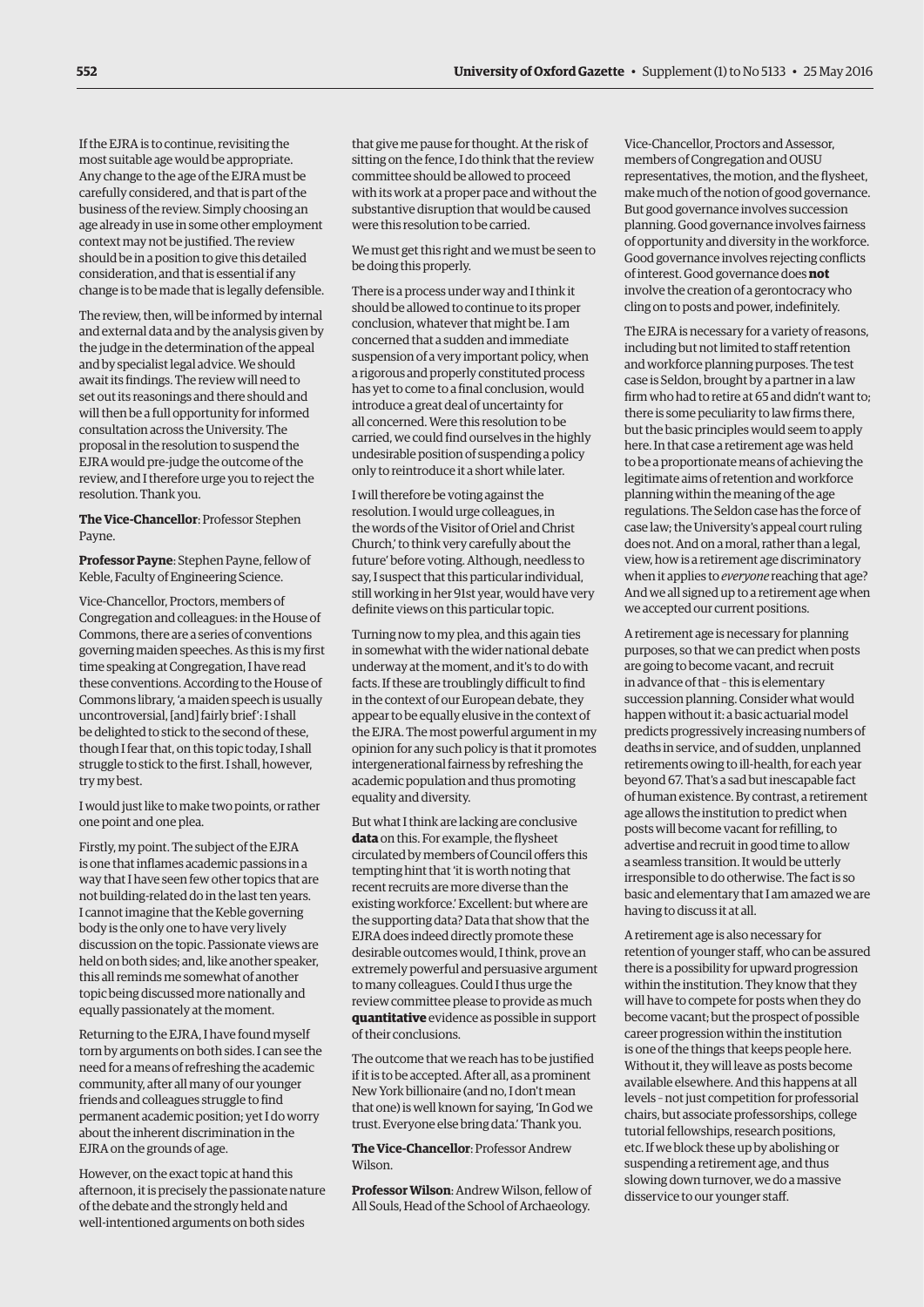If the EJRA is to continue, revisiting the most suitable age would be appropriate. Any change to the age of the EJRA must be carefully considered, and that is part of the business of the review. Simply choosing an age already in use in some other employment context may not be justified. The review should be in a position to give this detailed consideration, and that is essential if any change is to be made that is legally defensible.

The review, then, will be informed by internal and external data and by the analysis given by the judge in the determination of the appeal and by specialist legal advice. We should await its findings. The review will need to set out its reasonings and there should and will then be a full opportunity for informed consultation across the University. The proposal in the resolution to suspend the EJRA would pre-judge the outcome of the review, and I therefore urge you to reject the resolution. Thank you.

**The Vice-Chancellor**: Professor Stephen Payne.

**Professor Payne**: Stephen Payne, fellow of Keble, Faculty of Engineering Science.

Vice-Chancellor, Proctors, members of Congregation and colleagues: in the House of Commons, there are a series of conventions governing maiden speeches. As this is my first time speaking at Congregation, I have read these conventions. According to the House of Commons library, 'a maiden speech is usually uncontroversial, [and] fairly brief': I shall be delighted to stick to the second of these, though I fear that, on this topic today, I shall struggle to stick to the first. I shall, however, try my best.

I would just like to make two points, or rather one point and one plea.

Firstly, my point. The subject of the EJRA is one that inflames academic passions in a way that I have seen few other topics that are not building-related do in the last ten years. I cannot imagine that the Keble governing body is the only one to have very lively discussion on the topic. Passionate views are held on both sides; and, like another speaker, this all reminds me somewhat of another topic being discussed more nationally and equally passionately at the moment.

Returning to the EJRA, I have found myself torn by arguments on both sides. I can see the need for a means of refreshing the academic community, after all many of our younger friends and colleagues struggle to find permanent academic position; yet I do worry about the inherent discrimination in the EJRA on the grounds of age.

However, on the exact topic at hand this afternoon, it is precisely the passionate nature of the debate and the strongly held and well-intentioned arguments on both sides that give me pause for thought. At the risk of sitting on the fence, I do think that the review committee should be allowed to proceed with its work at a proper pace and without the substantive disruption that would be caused were this resolution to be carried.

We must get this right and we must be seen to be doing this properly.

There is a process under way and I think it should be allowed to continue to its proper conclusion, whatever that might be. I am concerned that a sudden and immediate suspension of a very important policy, when a rigorous and properly constituted process has yet to come to a final conclusion, would introduce a great deal of uncertainty for all concerned. Were this resolution to be carried, we could find ourselves in the highly undesirable position of suspending a policy only to reintroduce it a short while later.

I will therefore be voting against the resolution. I would urge colleagues, in the words of the Visitor of Oriel and Christ Church,' to think very carefully about the future' before voting. Although, needless to say, I suspect that this particular individual, still working in her 91st year, would have very definite views on this particular topic.

Turning now to my plea, and this again ties in somewhat with the wider national debate underway at the moment, and it's to do with facts. If these are troublingly difficult to find in the context of our European debate, they appear to be equally elusive in the context of the EJRA. The most powerful argument in my opinion for any such policy is that it promotes intergenerational fairness by refreshing the academic population and thus promoting equality and diversity.

But what I think are lacking are conclusive **data** on this. For example, the flysheet circulated by members of Council offers this tempting hint that 'it is worth noting that recent recruits are more diverse than the existing workforce.' Excellent: but where are the supporting data? Data that show that the EJRA does indeed directly promote these desirable outcomes would, I think, prove an extremely powerful and persuasive argument to many colleagues. Could I thus urge the review committee please to provide as much **quantitative** evidence as possible in support of their conclusions.

The outcome that we reach has to be justified if it is to be accepted. After all, as a prominent New York billionaire (and no, I don't mean that one) is well known for saying, 'In God we trust. Everyone else bring data.' Thank you.

**The Vice-Chancellor**: Professor Andrew Wilson.

**Professor Wilson**: Andrew Wilson, fellow of All Souls, Head of the School of Archaeology.

Vice-Chancellor, Proctors and Assessor, members of Congregation and OUSU representatives, the motion, and the flysheet, make much of the notion of good governance. But good governance involves succession planning. Good governance involves fairness of opportunity and diversity in the workforce. Good governance involves rejecting conflicts of interest. Good governance does **not** involve the creation of a gerontocracy who cling on to posts and power, indefinitely.

The EJRA is necessary for a variety of reasons, including but not limited to staff retention and workforce planning purposes. The test case is Seldon, brought by a partner in a law firm who had to retire at 65 and didn't want to; there is some peculiarity to law firms there, but the basic principles would seem to apply here. In that case a retirement age was held to be a proportionate means of achieving the legitimate aims of retention and workforce planning within the meaning of the age regulations. The Seldon case has the force of case law; the University's appeal court ruling does not. And on a moral, rather than a legal, view, how is a retirement age discriminatory when it applies to *everyone* reaching that age? And we all signed up to a retirement age when we accepted our current positions.

A retirement age is necessary for planning purposes, so that we can predict when posts are going to become vacant, and recruit in advance of that – this is elementary succession planning. Consider what would happen without it: a basic actuarial model predicts progressively increasing numbers of deaths in service, and of sudden, unplanned retirements owing to ill-health, for each year beyond 67. That's a sad but inescapable fact of human existence. By contrast, a retirement age allows the institution to predict when posts will become vacant for refilling, to advertise and recruit in good time to allow a seamless transition. It would be utterly irresponsible to do otherwise. The fact is so basic and elementary that I am amazed we are having to discuss it at all.

A retirement age is also necessary for retention of younger staff, who can be assured there is a possibility for upward progression within the institution. They know that they will have to compete for posts when they do become vacant; but the prospect of possible career progression within the institution is one of the things that keeps people here. Without it, they will leave as posts become available elsewhere. And this happens at all levels – not just competition for professorial chairs, but associate professorships, college tutorial fellowships, research positions, etc. If we block these up by abolishing or suspending a retirement age, and thus slowing down turnover, we do a massive disservice to our younger staff.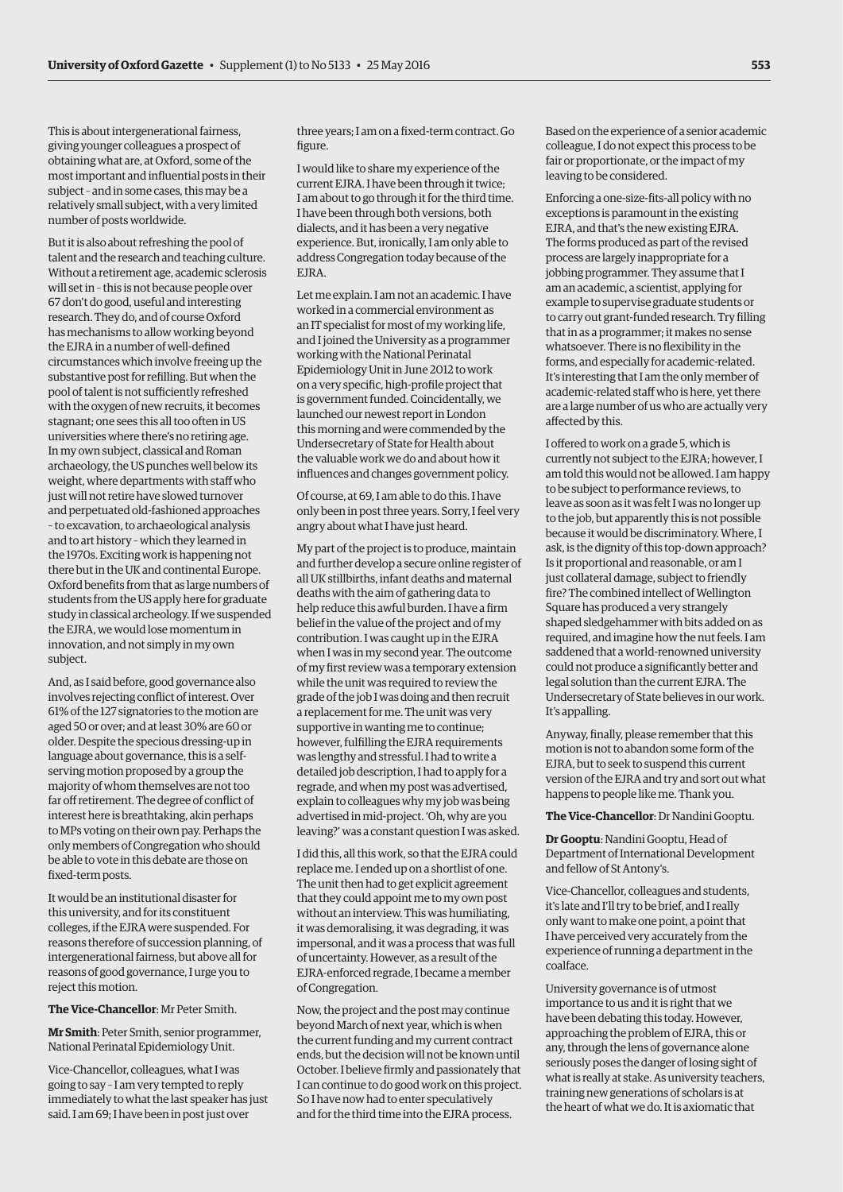This is about intergenerational fairness, giving younger colleagues a prospect of obtaining what are, at Oxford, some of the most important and influential posts in their subject – and in some cases, this may be a relatively small subject, with a very limited number of posts worldwide.

But it is also about refreshing the pool of talent and the research and teaching culture. Without a retirement age, academic sclerosis will set in – this is not because people over 67 don't do good, useful and interesting research. They do, and of course Oxford has mechanisms to allow working beyond the EJRA in a number of well-defined circumstances which involve freeing up the substantive post for refilling. But when the pool of talent is not sufficiently refreshed with the oxygen of new recruits, it becomes stagnant; one sees this all too often in US universities where there's no retiring age. In my own subject, classical and Roman archaeology, the US punches well below its weight, where departments with staff who just will not retire have slowed turnover and perpetuated old-fashioned approaches – to excavation, to archaeological analysis and to art history – which they learned in the 1970s. Exciting work is happening not there but in the UK and continental Europe. Oxford benefits from that as large numbers of students from the US apply here for graduate study in classical archeology. If we suspended the EJRA, we would lose momentum in innovation, and not simply in my own subject.

And, as I said before, good governance also involves rejecting conflict of interest. Over 61% of the 127 signatories to the motion are aged 50 or over; and at least 30% are 60 or older. Despite the specious dressing-up in language about governance, this is a self-serving motion proposed by a group the majority of whom themselves are not too far off retirement. The degree of conflict of interest here is breathtaking, akin perhaps to MPs voting on their own pay. Perhaps the only members of Congregation who should be able to vote in this debate are those on fixed-term posts.

It would be an institutional disaster for this university, and for its constituent colleges, if the EJRA were suspended. For reasons therefore of succession planning, of intergenerational fairness, but above all for reasons of good governance, I urge you to reject this motion.

**The Vice-Chancellor**: Mr Peter Smith.

**Mr Smith**: Peter Smith, senior programmer, National Perinatal Epidemiology Unit.

Vice-Chancellor, colleagues, what I was going to say – I am very tempted to reply immediately to what the last speaker has just said. I am 69; I have been in post just over three years; I am on a fixed-term contract. Go figure.

I would like to share my experience of the current EJRA. I have been through it twice; I am about to go through it for the third time. I have been through both versions, both dialects, and it has been a very negative experience. But, ironically, I am only able to address Congregation today because of the EJRA.

Let me explain. I am not an academic. I have worked in a commercial environment as an IT specialist for most of my working life, and I joined the University as a programmer working with the National Perinatal Epidemiology Unit in June 2012 to work on a very specific, high-profile project that is government funded. Coincidentally, we launched our newest report in London this morning and were commended by the Undersecretary of State for Health about the valuable work we do and about how it influences and changes government policy.

Of course, at 69, I am able to do this. I have only been in post three years. Sorry, I feel very angry about what I have just heard.

My part of the project is to produce, maintain and further develop a secure online register of all UK stillbirths, infant deaths and maternal deaths with the aim of gathering data to help reduce this awful burden. I have a firm belief in the value of the project and of my contribution. I was caught up in the EJRA when I was in my second year. The outcome of my first review was a temporary extension while the unit was required to review the grade of the job I was doing and then recruit a replacement for me. The unit was very supportive in wanting me to continue; however, fulfilling the EJRA requirements was lengthy and stressful. I had to write a detailed job description, I had to apply for a regrade, and when my post was advertised, explain to colleagues why my job was being advertised in mid-project. 'Oh, why are you leaving?' was a constant question I was asked.

I did this, all this work, so that the EJRA could replace me. I ended up on a shortlist of one. The unit then had to get explicit agreement that they could appoint me to my own post without an interview. This was humiliating, it was demoralising, it was degrading, it was impersonal, and it was a process that was full of uncertainty. However, as a result of the EJRA-enforced regrade, I became a member of Congregation.

Now, the project and the post may continue beyond March of next year, which is when the current funding and my current contract ends, but the decision will not be known until October. I believe firmly and passionately that I can continue to do good work on this project. So I have now had to enter speculatively and for the third time into the EJRA process. Based on the experience of a senior academic colleague, I do not expect this process to be fair or proportionate, or the impact of my leaving to be considered.

Enforcing a one-size-fits-all policy with no exceptions is paramount in the existing EJRA, and that's the new existing EJRA. The forms produced as part of the revised process are largely inappropriate for a jobbing programmer. They assume that I am an academic, a scientist, applying for example to supervise graduate students or to carry out grant-funded research. Try filling that in as a programmer; it makes no sense whatsoever. There is no flexibility in the forms, and especially for academic-related. It's interesting that I am the only member of academic-related staff who is here, yet there are a large number of us who are actually very affected by this.

I offered to work on a grade 5, which is currently not subject to the EJRA; however, I am told this would not be allowed. I am happy to be subject to performance reviews, to leave as soon as it was felt I was no longer up to the job, but apparently this is not possible because it would be discriminatory. Where, I ask, is the dignity of this top-down approach? Is it proportional and reasonable, or am I just collateral damage, subject to friendly fire? The combined intellect of Wellington Square has produced a very strangely shaped sledgehammer with bits added on as required, and imagine how the nut feels. I am saddened that a world-renowned university could not produce a significantly better and legal solution than the current EJRA. The Undersecretary of State believes in our work. It's appalling.

Anyway, finally, please remember that this motion is not to abandon some form of the EJRA, but to seek to suspend this current version of the EJRA and try and sort out what happens to people like me. Thank you.

**The Vice-Chancellor**: Dr Nandini Gooptu.

**Dr Gooptu**: Nandini Gooptu, Head of Department of International Development and fellow of St Antony's.

Vice-Chancellor, colleagues and students, it's late and I'll try to be brief, and I really only want to make one point, a point that I have perceived very accurately from the experience of running a department in the coalface.

University governance is of utmost importance to us and it is right that we have been debating this today. However, approaching the problem of EJRA, this or any, through the lens of governance alone seriously poses the danger of losing sight of what is really at stake. As university teachers, training new generations of scholars is at the heart of what we do. It is axiomatic that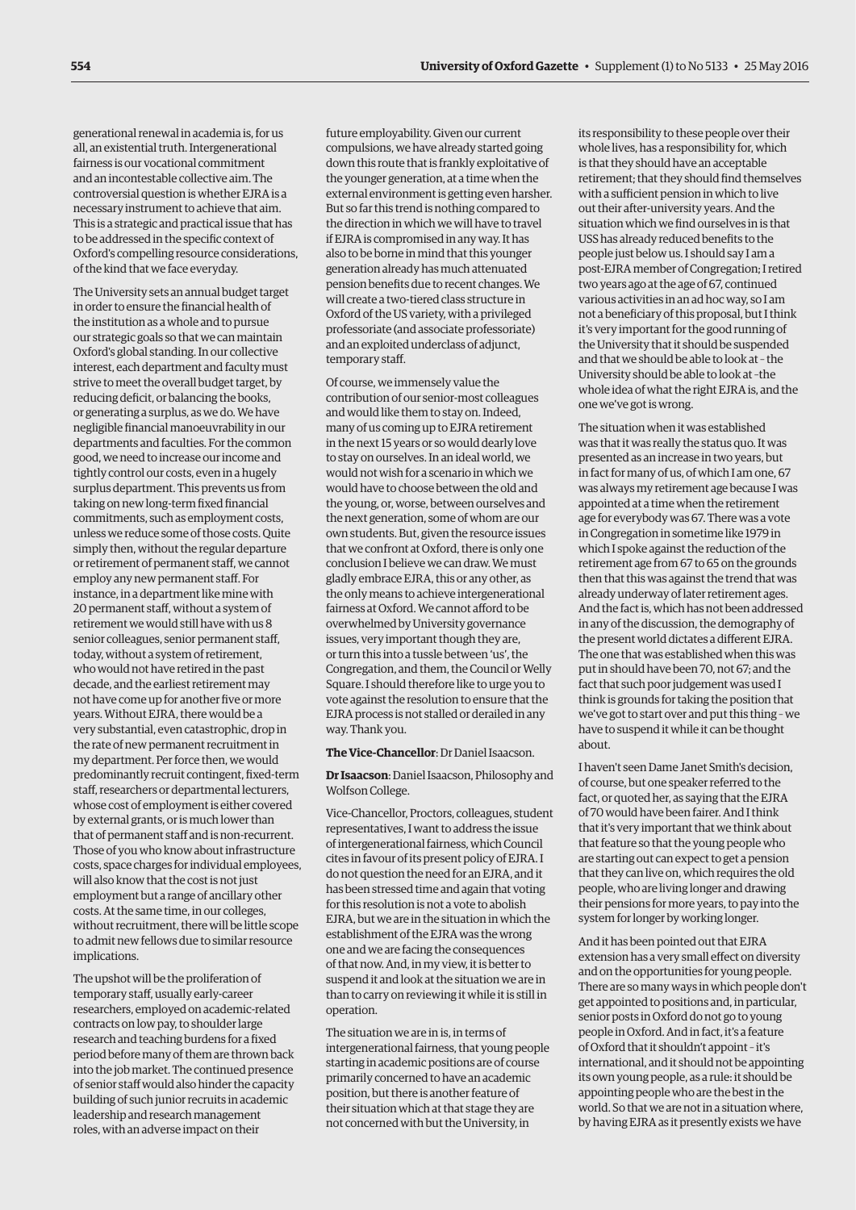generational renewal in academia is, for us all, an existential truth. Intergenerational fairness is our vocational commitment and an incontestable collective aim. The controversial question is whether EJRA is a necessary instrument to achieve that aim. This is a strategic and practical issue that has to be addressed in the specific context of Oxford's compelling resource considerations, of the kind that we face everyday.

The University sets an annual budget target in order to ensure the financial health of the institution as a whole and to pursue our strategic goals so that we can maintain Oxford's global standing. In our collective interest, each department and faculty must strive to meet the overall budget target, by reducing deficit, or balancing the books, or generating a surplus, as we do. We have negligible financial manoeuvrability in our departments and faculties. For the common good, we need to increase our income and tightly control our costs, even in a hugely surplus department. This prevents us from taking on new long-term fixed financial commitments, such as employment costs, unless we reduce some of those costs. Quite simply then, without the regular departure or retirement of permanent staff, we cannot employ any new permanent staff. For instance, in a department like mine with 20 permanent staff, without a system of retirement we would still have with us 8 senior colleagues, senior permanent staff, today, without a system of retirement, who would not have retired in the past decade, and the earliest retirement may not have come up for another five or more years. Without EJRA, there would be a very substantial, even catastrophic, drop in the rate of new permanent recruitment in my department. Per force then, we would predominantly recruit contingent, fixed-term staff, researchers or departmental lecturers, whose cost of employment is either covered by external grants, or is much lower than that of permanent staff and is non-recurrent. Those of you who know about infrastructure costs, space charges for individual employees, will also know that the cost is not just employment but a range of ancillary other costs. At the same time, in our colleges, without recruitment, there will be little scope to admit new fellows due to similar resource implications.

The upshot will be the proliferation of temporary staff, usually early-career researchers, employed on academic-related contracts on low pay, to shoulder large research and teaching burdens for a fixed period before many of them are thrown back into the job market. The continued presence of senior staff would also hinder the capacity building of such junior recruits in academic leadership and research management roles, with an adverse impact on their future employability. Given our current compulsions, we have already started going down this route that is frankly exploitative of the younger generation, at a time when the external environment is getting even harsher. But so far this trend is nothing compared to the direction in which we will have to travel if EJRA is compromised in any way. It has also to be borne in mind that this younger generation already has much attenuated pension benefits due to recent changes. We will create a two-tiered class structure in Oxford of the US variety, with a privileged professoriate (and associate professoriate) and an exploited underclass of adjunct, temporary staff.

Of course, we immensely value the contribution of our senior-most colleagues and would like them to stay on. Indeed, many of us coming up to EJRA retirement in the next 15 years or so would dearly love to stay on ourselves. In an ideal world, we would not wish for a scenario in which we would have to choose between the old and the young, or, worse, between ourselves and the next generation, some of whom are our own students. But, given the resource issues that we confront at Oxford, there is only one conclusion I believe we can draw. We must gladly embrace EJRA, this or any other, as the only means to achieve intergenerational fairness at Oxford. We cannot afford to be overwhelmed by University governance issues, very important though they are, or turn this into a tussle between 'us', the Congregation, and them, the Council or Welly Square. I should therefore like to urge you to vote against the resolution to ensure that the EJRA process is not stalled or derailed in any way. Thank you.

**The Vice-Chancellor**: Dr Daniel Isaacson.

**Dr Isaacson**: Daniel Isaacson, Philosophy and Wolfson College.

Vice-Chancellor, Proctors, colleagues, student representatives, I want to address the issue of intergenerational fairness, which Council cites in favour of its present policy of EJRA. I do not question the need for an EJRA, and it has been stressed time and again that voting for this resolution is not a vote to abolish EJRA, but we are in the situation in which the establishment of the EJRA was the wrong one and we are facing the consequences of that now. And, in my view, it is better to suspend it and look at the situation we are in than to carry on reviewing it while it is still in operation.

The situation we are in is, in terms of intergenerational fairness, that young people starting in academic positions are of course primarily concerned to have an academic position, but there is another feature of their situation which at that stage they are not concerned with but the University, in its responsibility to these people over their whole lives, has a responsibility for, which is that they should have an acceptable retirement; that they should find themselves with a sufficient pension in which to live out their after-university years. And the situation which we find ourselves in is that USS has already reduced benefits to the people just below us. I should say I am a post-EJRA member of Congregation; I retired two years ago at the age of 67, continued various activities in an ad hoc way, so I am not a beneficiary of this proposal, but I think it's very important for the good running of the University that it should be suspended and that we should be able to look at – the University should be able to look at –the whole idea of what the right EJRA is, and the one we've got is wrong.

The situation when it was established was that it was really the status quo. It was presented as an increase in two years, but in fact for many of us, of which I am one, 67 was always my retirement age because I was appointed at a time when the retirement age for everybody was 67. There was a vote in Congregation in sometime like 1979 in which I spoke against the reduction of the retirement age from 67 to 65 on the grounds then that this was against the trend that was already underway of later retirement ages. And the fact is, which has not been addressed in any of the discussion, the demography of the present world dictates a different EJRA. The one that was established when this was put in should have been 70, not 67; and the fact that such poor judgement was used I think is grounds for taking the position that we've got to start over and put this thing – we have to suspend it while it can be thought about.

I haven't seen Dame Janet Smith's decision, of course, but one speaker referred to the fact, or quoted her, as saying that the EJRA of 70 would have been fairer. And I think that it's very important that we think about that feature so that the young people who are starting out can expect to get a pension that they can live on, which requires the old people, who are living longer and drawing their pensions for more years, to pay into the system for longer by working longer.

And it has been pointed out that EJRA extension has a very small effect on diversity and on the opportunities for young people. There are so many ways in which people don't get appointed to positions and, in particular, senior posts in Oxford do not go to young people in Oxford. And in fact, it's a feature of Oxford that it shouldn't appoint – it's international, and it should not be appointing its own young people, as a rule: it should be appointing people who are the best in the world. So that we are not in a situation where, by having EJRA as it presently exists we have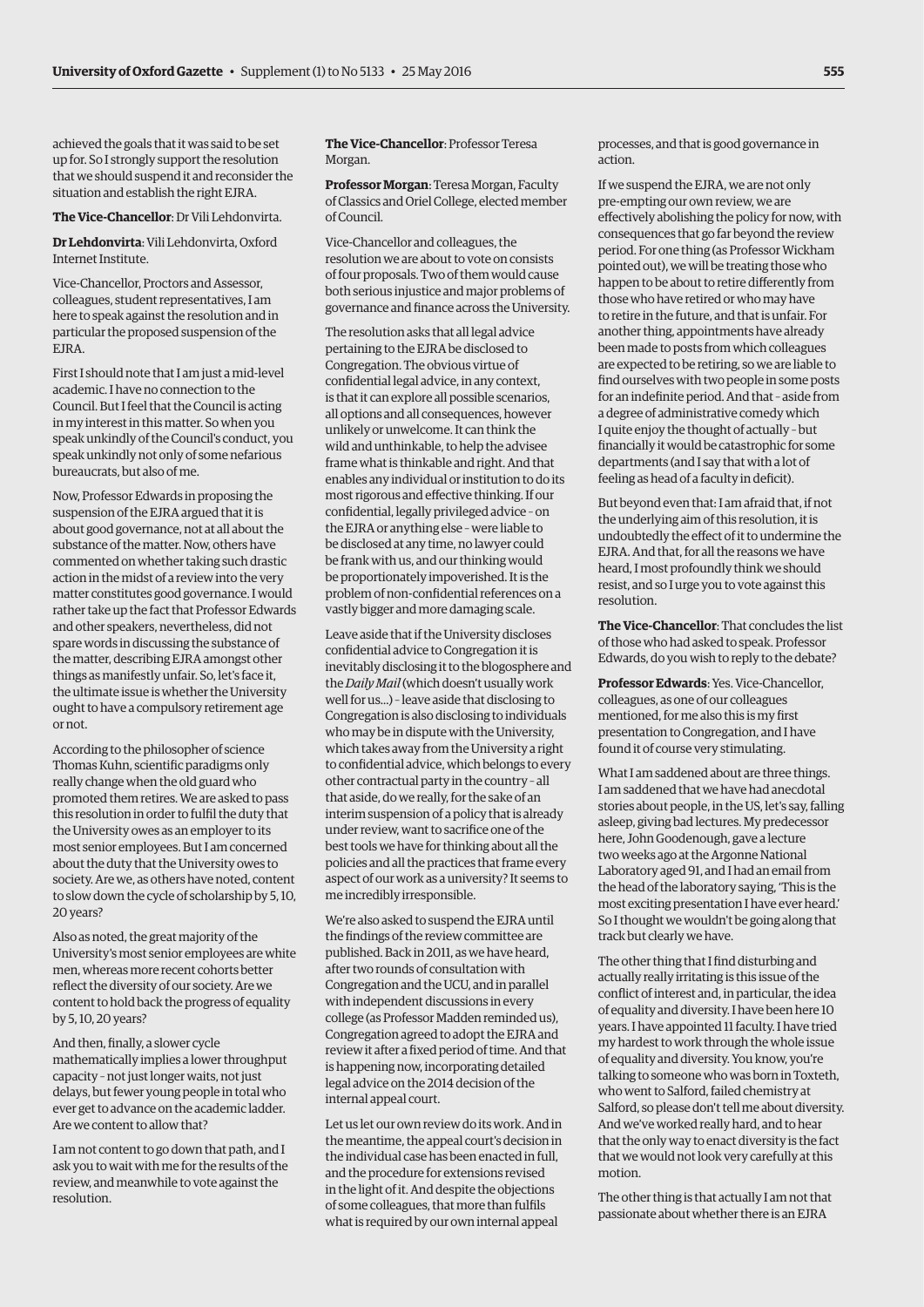achieved the goals that it was said to be set up for. So I strongly support the resolution that we should suspend it and reconsider the situation and establish the right EJRA.

**The Vice-Chancellor**: Dr Vili Lehdonvirta.

**Dr Lehdonvirta**: Vili Lehdonvirta, Oxford Internet Institute.

Vice-Chancellor, Proctors and Assessor, colleagues, student representatives, I am here to speak against the resolution and in particular the proposed suspension of the EJRA.

First I should note that I am just a mid-level academic. I have no connection to the Council. But I feel that the Council is acting in my interest in this matter. So when you speak unkindly of the Council's conduct, you speak unkindly not only of some nefarious bureaucrats, but also of me.

Now, Professor Edwards in proposing the suspension of the EJRA argued that it is about good governance, not at all about the substance of the matter. Now, others have commented on whether taking such drastic action in the midst of a review into the very matter constitutes good governance. I would rather take up the fact that Professor Edwards and other speakers, nevertheless, did not spare words in discussing the substance of the matter, describing EJRA amongst other things as manifestly unfair. So, let's face it, the ultimate issue is whether the University ought to have a compulsory retirement age or not.

According to the philosopher of science Thomas Kuhn, scientific paradigms only really change when the old guard who promoted them retires. We are asked to pass this resolution in order to fulfil the duty that the University owes as an employer to its most senior employees. But I am concerned about the duty that the University owes to society. Are we, as others have noted, content to slow down the cycle of scholarship by 5, 10, 20 years?

Also as noted, the great majority of the University's most senior employees are white men, whereas more recent cohorts better reflect the diversity of our society. Are we content to hold back the progress of equality by 5, 10, 20 years?

And then, finally, a slower cycle mathematically implies a lower throughput capacity – not just longer waits, not just delays, but fewer young people in total who ever get to advance on the academic ladder. Are we content to allow that?

I am not content to go down that path, and I ask you to wait with me for the results of the review, and meanwhile to vote against the resolution.

**The Vice-Chancellor**: Professor Teresa Morgan.

**Professor Morgan**: Teresa Morgan, Faculty of Classics and Oriel College, elected member of Council.

Vice-Chancellor and colleagues, the resolution we are about to vote on consists of four proposals. Two of them would cause both serious injustice and major problems of governance and finance across the University.

The resolution asks that all legal advice pertaining to the EJRA be disclosed to Congregation. The obvious virtue of confidential legal advice, in any context, is that it can explore all possible scenarios, all options and all consequences, however unlikely or unwelcome. It can think the wild and unthinkable, to help the advisee frame what is thinkable and right. And that enables any individual or institution to do its most rigorous and effective thinking. If our confidential, legally privileged advice – on the EJRA or anything else – were liable to be disclosed at any time, no lawyer could be frank with us, and our thinking would be proportionately impoverished. It is the problem of non-confidential references on a vastly bigger and more damaging scale.

Leave aside that if the University discloses confidential advice to Congregation it is inevitably disclosing it to the blogosphere and the *Daily Mail* (which doesn't usually work well for us…) – leave aside that disclosing to Congregation is also disclosing to individuals who may be in dispute with the University, which takes away from the University a right to confidential advice, which belongs to every other contractual party in the country – all that aside, do we really, for the sake of an interim suspension of a policy that is already under review, want to sacrifice one of the best tools we have for thinking about all the policies and all the practices that frame every aspect of our work as a university? It seems to me incredibly irresponsible.

We're also asked to suspend the EJRA until the findings of the review committee are published. Back in 2011, as we have heard, after two rounds of consultation with Congregation and the UCU, and in parallel with independent discussions in every college (as Professor Madden reminded us), Congregation agreed to adopt the EJRA and review it after a fixed period of time. And that is happening now, incorporating detailed legal advice on the 2014 decision of the internal appeal court.

Let us let our own review do its work. And in the meantime, the appeal court's decision in the individual case has been enacted in full, and the procedure for extensions revised in the light of it. And despite the objections of some colleagues, that more than fulfils what is required by our own internal appeal processes, and that is good governance in action.

If we suspend the EJRA, we are not only pre-empting our own review, we are effectively abolishing the policy for now, with consequences that go far beyond the review period. For one thing (as Professor Wickham pointed out), we will be treating those who happen to be about to retire differently from those who have retired or who may have to retire in the future, and that is unfair. For another thing, appointments have already been made to posts from which colleagues are expected to be retiring, so we are liable to find ourselves with two people in some posts for an indefinite period. And that – aside from a degree of administrative comedy which I quite enjoy the thought of actually – but financially it would be catastrophic for some departments (and I say that with a lot of feeling as head of a faculty in deficit).

But beyond even that: I am afraid that, if not the underlying aim of this resolution, it is undoubtedly the effect of it to undermine the EJRA. And that, for all the reasons we have heard, I most profoundly think we should resist, and so I urge you to vote against this resolution.

**The Vice-Chancellor**: That concludes the list of those who had asked to speak. Professor Edwards, do you wish to reply to the debate?

**Professor Edwards**: Yes. Vice-Chancellor, colleagues, as one of our colleagues mentioned, for me also this is my first presentation to Congregation, and I have found it of course very stimulating.

What I am saddened about are three things. I am saddened that we have had anecdotal stories about people, in the US, let's say, falling asleep, giving bad lectures. My predecessor here, John Goodenough, gave a lecture two weeks ago at the Argonne National Laboratory aged 91, and I had an email from the head of the laboratory saying, 'This is the most exciting presentation I have ever heard.' So I thought we wouldn't be going along that track but clearly we have.

The other thing that I find disturbing and actually really irritating is this issue of the conflict of interest and, in particular, the idea of equality and diversity. I have been here 10 years. I have appointed 11 faculty. I have tried my hardest to work through the whole issue of equality and diversity. You know, you're talking to someone who was born in Toxteth, who went to Salford, failed chemistry at Salford, so please don't tell me about diversity. And we've worked really hard, and to hear that the only way to enact diversity is the fact that we would not look very carefully at this motion.

The other thing is that actually I am not that passionate about whether there is an EJRA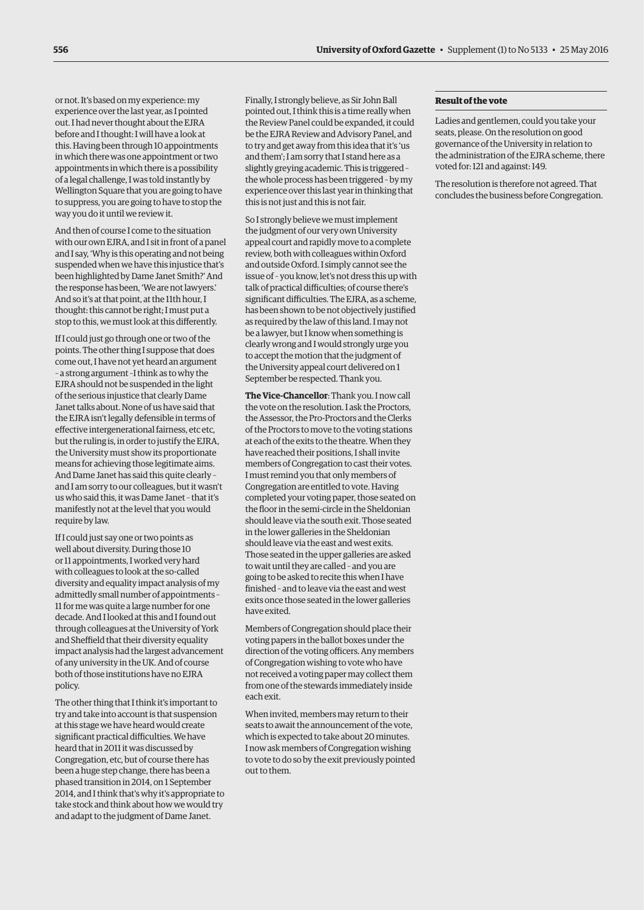or not. It's based on my experience: my experience over the last year, as I pointed out. I had never thought about the EJRA before and I thought: I will have a look at this. Having been through 10 appointments in which there was one appointment or two appointments in which there is a possibility of a legal challenge, I was told instantly by Wellington Square that you are going to have to suppress, you are going to have to stop the way you do it until we review it.

And then of course I come to the situation with our own EJRA, and I sit in front of a panel and I say, 'Why is this operating and not being suspended when we have this injustice that's been highlighted by Dame Janet Smith?' And the response has been, 'We are not lawyers.' And so it's at that point, at the 11th hour, I thought: this cannot be right; I must put a stop to this, we must look at this differently.

If I could just go through one or two of the points. The other thing I suppose that does come out, I have not yet heard an argument – a strong argument – I think as to why the EJRA should not be suspended in the light of the serious injustice that clearly Dame Janet talks about. None of us have said that the EJRA isn't legally defensible in terms of effective intergenerational fairness, etc etc, but the ruling is, in order to justify the EJRA, the University must show its proportionate means for achieving those legitimate aims. And Dame Janet has said this quite clearly – and I am sorry to our colleagues, but it wasn't us who said this, it was Dame Janet – that it's manifestly not at the level that you would require by law.

If I could just say one or two points as well about diversity. During those 10 or 11 appointments, I worked very hard with colleagues to look at the so-called diversity and equality impact analysis of my admittedly small number of appointments – 11 for me was quite a large number for one decade. And I looked at this and I found out through colleagues at the University of York and Sheffield that their diversity equality impact analysis had the largest advancement of any university in the UK. And of course both of those institutions have no EJRA policy.

The other thing that I think it's important to try and take into account is that suspension at this stage we have heard would create significant practical difficulties. We have heard that in 2011 it was discussed by Congregation, etc, but of course there has been a huge step change, there has been a phased transition in 2014, on 1 September 2014, and I think that's why it's appropriate to take stock and think about how we would try and adapt to the judgment of Dame Janet.

Finally, I strongly believe, as Sir John Ball pointed out, I think this is a time really when the Review Panel could be expanded, it could be the EJRA Review and Advisory Panel, and to try and get away from this idea that it's 'us and them'; I am sorry that I stand here as a slightly greying academic. This is triggered – the whole process has been triggered – by my experience over this last year in thinking that this is not just and this is not fair.

So I strongly believe we must implement the judgment of our very own University appeal court and rapidly move to a complete review, both with colleagues within Oxford and outside Oxford. I simply cannot see the issue of – you know, let's not dress this up with talk of practical difficulties; of course there's significant difficulties. The EJRA, as a scheme, has been shown to be not objectively justified as required by the law of this land. I may not be a lawyer, but I know when something is clearly wrong and I would strongly urge you to accept the motion that the judgment of the University appeal court delivered on 1 September be respected. Thank you.

**The Vice-Chancellor**: Thank you. I now call the vote on the resolution. I ask the Proctors, the Assessor, the Pro-Proctors and the Clerks of the Proctors to move to the voting stations at each of the exits to the theatre. When they have reached their positions, I shall invite members of Congregation to cast their votes. I must remind you that only members of Congregation are entitled to vote. Having completed your voting paper, those seated on the floor in the semi-circle in the Sheldonian should leave via the south exit. Those seated in the lower galleries in the Sheldonian should leave via the east and west exits. Those seated in the upper galleries are asked to wait until they are called – and you are going to be asked to recite this when I have finished – and to leave via the east and west exits once those seated in the lower galleries have exited.

Members of Congregation should place their voting papers in the ballot boxes under the direction of the voting officers. Any members of Congregation wishing to vote who have not received a voting paper may collect them from one of the stewards immediately inside each exit.

When invited, members may return to their seats to await the announcement of the vote, which is expected to take about 20 minutes. I now ask members of Congregation wishing to vote to do so by the exit previously pointed out to them.

**Result of the vote**

Ladies and gentlemen, could you take your seats, please. On the resolution on good governance of the University in relation to the administration of the EJRA scheme, there voted for: 121 and against: 149.

The resolution is therefore not agreed. That concludes the business before Congregation.